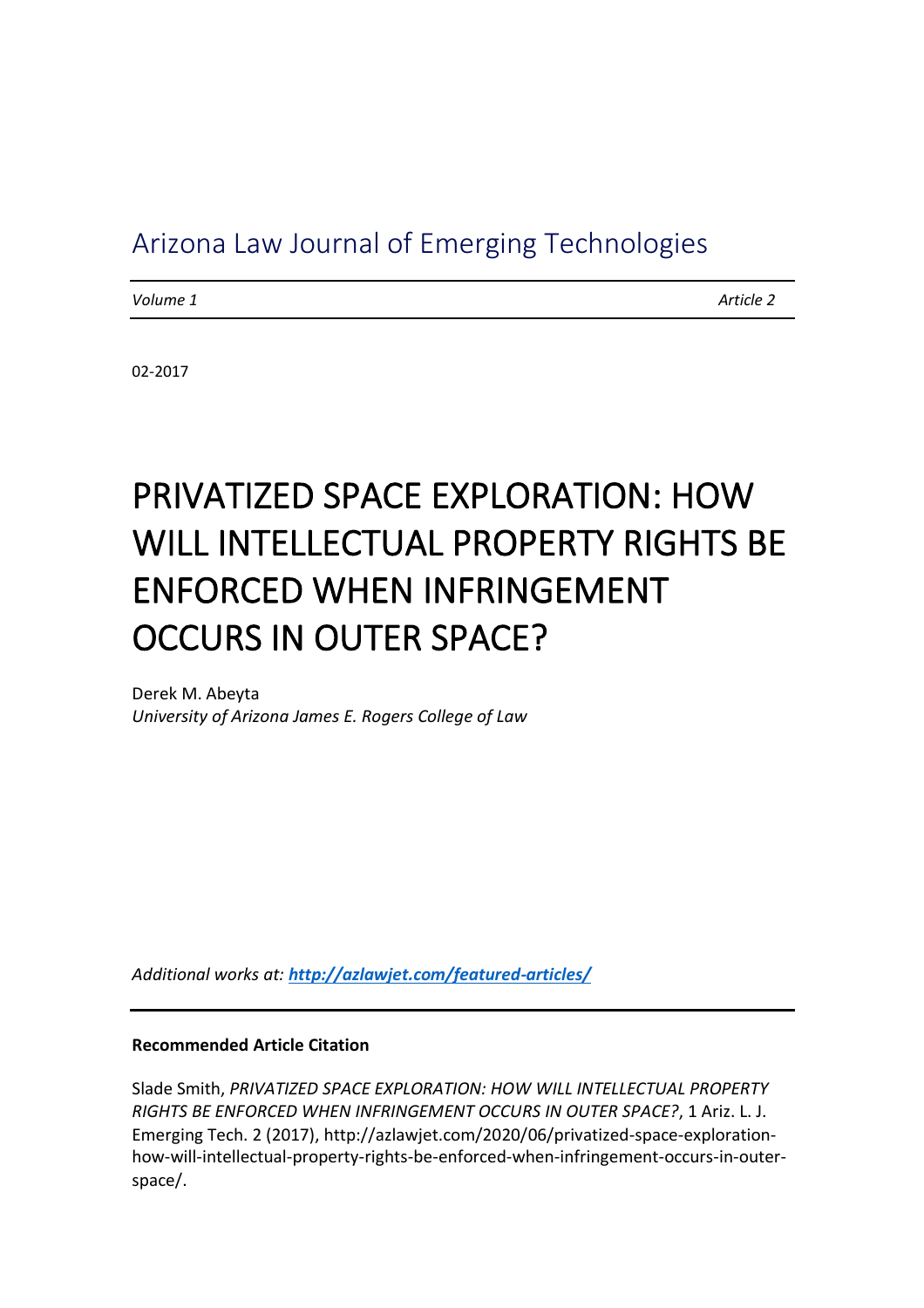Arizona Law Journal of Emerging Technologies

*Volume 1* *Article 2*

02-2017

# PRIVATIZED SPACE EXPLORATION: HOW WILL INTELLECTUAL PROPERTY RIGHTS BE ENFORCED WHEN INFRINGEMENT OCCURS IN OUTER SPACE?

Derek M. Abeyta
*University of Arizona James E. Rogers College of Law*

*Additional works at: [http://azlawjet.com/featured-articles/](http://azlawjet.com/featured-articles/)*

**Recommended Article Citation**

Slade Smith, *PRIVATIZED SPACE EXPLORATION: HOW WILL INTELLECTUAL PROPERTY RIGHTS BE ENFORCED WHEN INFRINGEMENT OCCURS IN OUTER SPACE?*, 1 Ariz. L. J. Emerging Tech. 2 (2017), http://azlawjet.com/2020/06/privatized-space-exploration-how-will-intellectual-property-rights-be-enforced-when-infringement-occurs-in-outer-space/.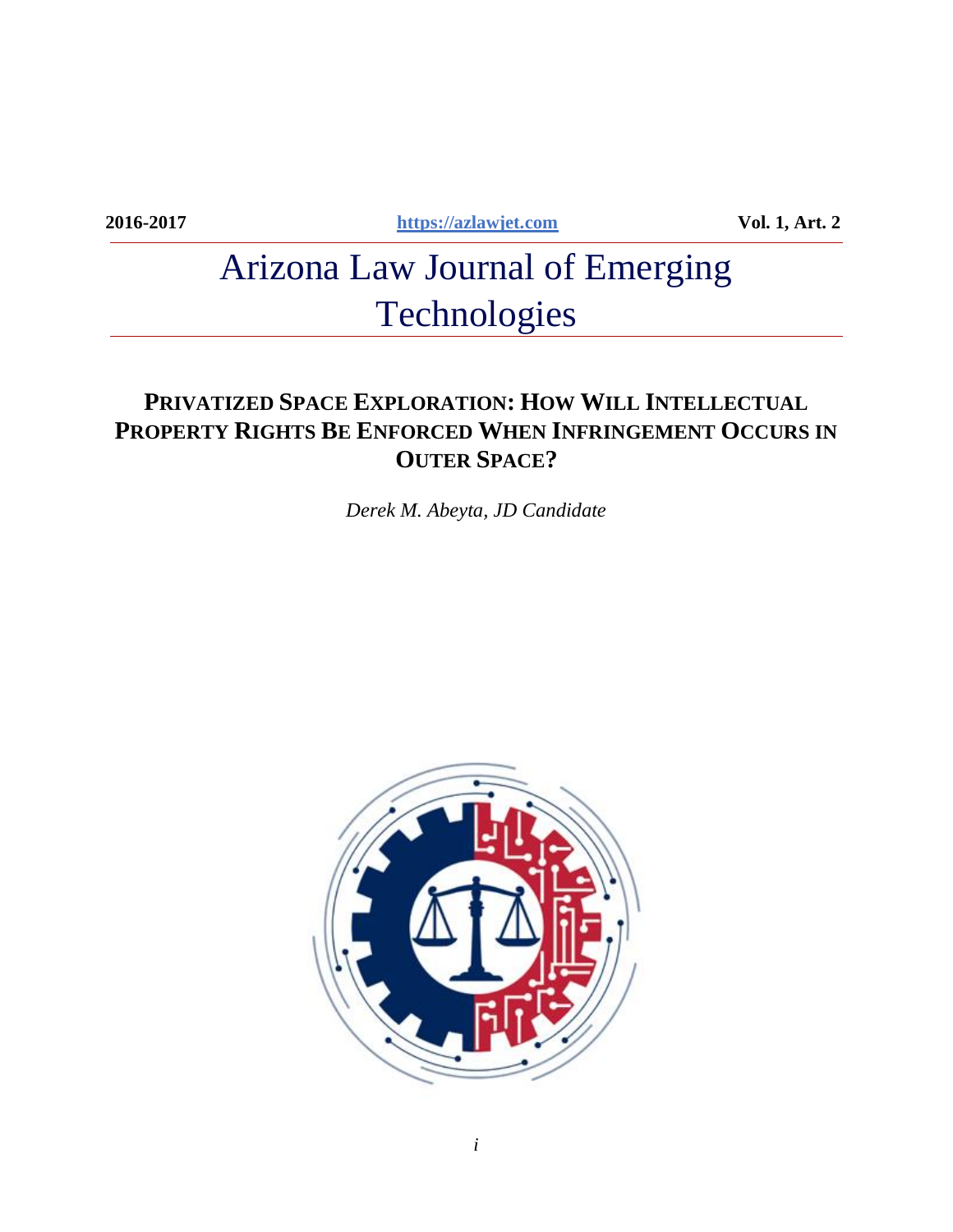2016-2017 https://azlawjet.com Vol. 1, Art. 2

# Arizona Law Journal of Emerging Technologies

## PRIVATIZED SPACE EXPLORATION: HOW WILL INTELLECTUAL PROPERTY RIGHTS BE ENFORCED WHEN INFRINGEMENT OCCURS IN OUTER SPACE?

*Derek M. Abeyta, JD Candidate*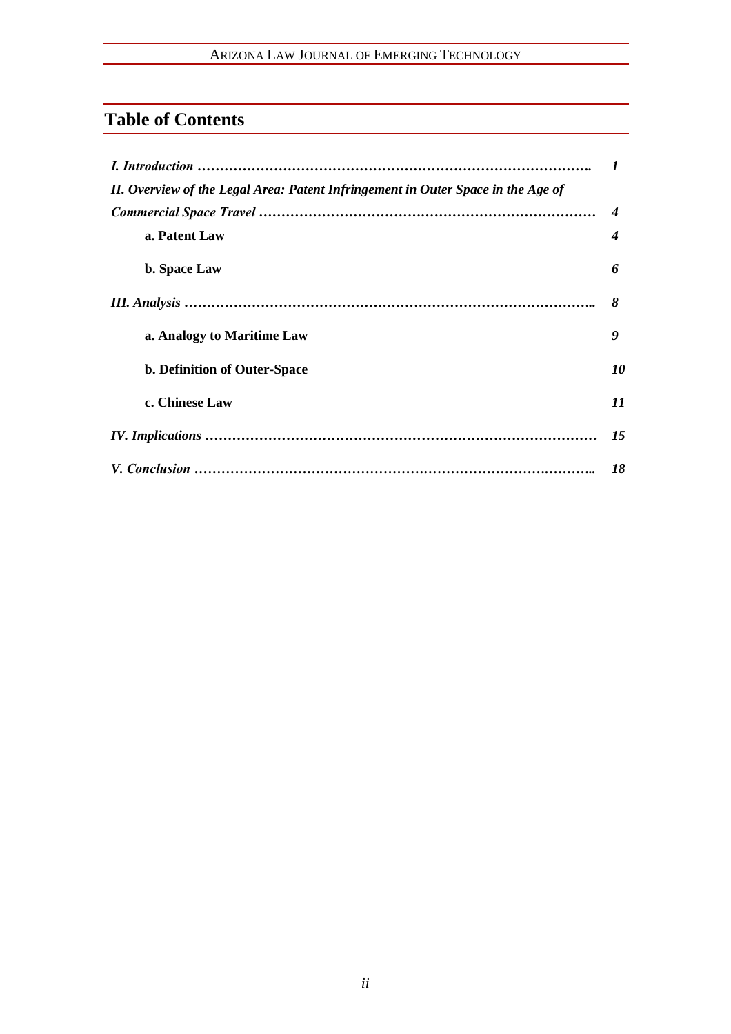# Table of Contents

| | |
|---|---|
| *I. Introduction* ………………………………………………………………………….  | *1* |
| *II. Overview of the Legal Area: Patent Infringement in Outer Space in the Age of Commercial Space Travel* ……………………………………………………………… | *4* |
| **a. Patent Law** | *4* |
| **b. Space Law** | *6* |
| *III. Analysis* …………………………………………………………………………….. | *8* |
| **a. Analogy to Maritime Law** | *9* |
| **b. Definition of Outer-Space** | *10* |
| **c. Chinese Law** | *11* |
| *IV. Implications* ………………………………………………………………………… | *15* |
| *V. Conclusion* ……………………………………………………………………….……….. | *18* |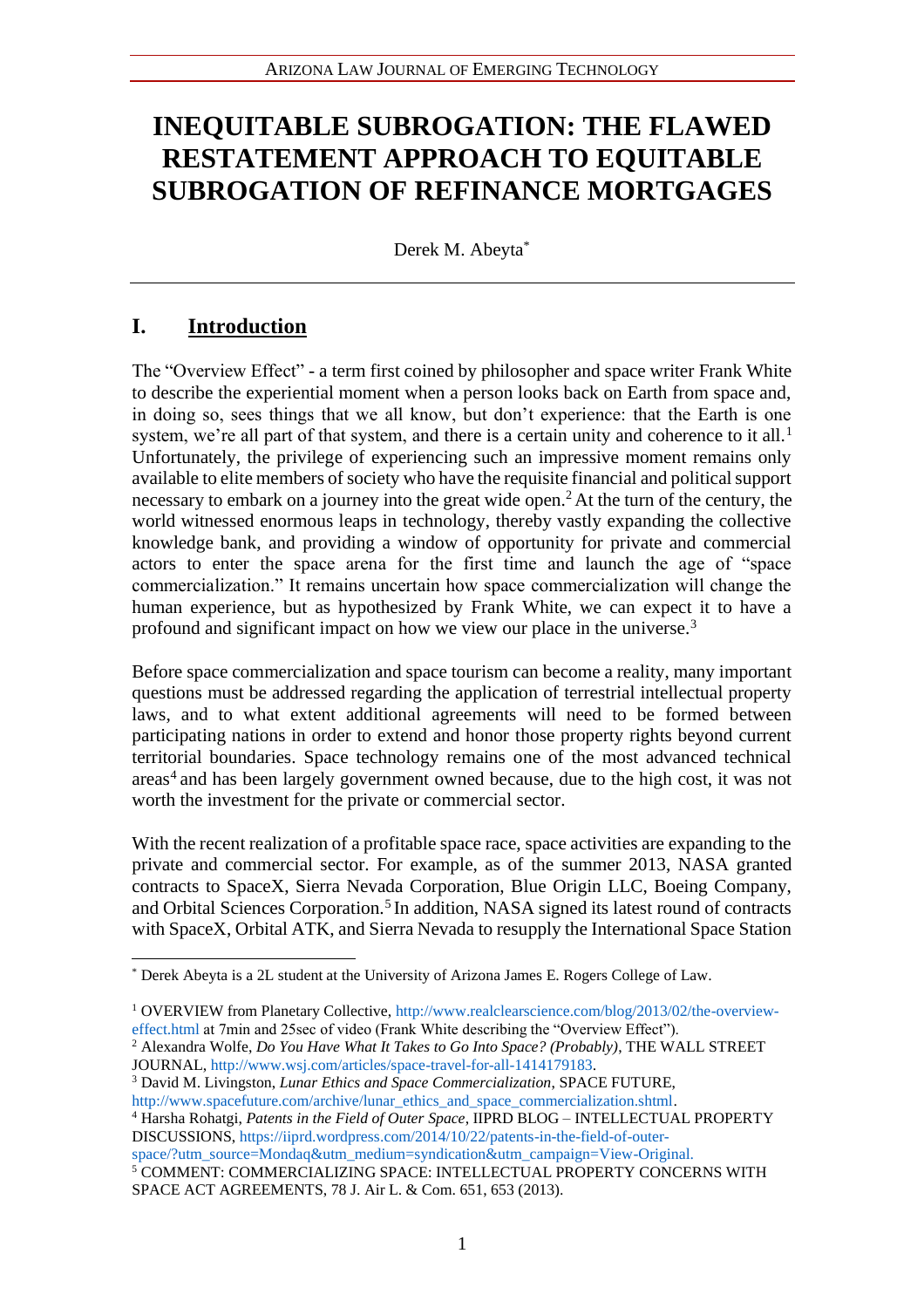# INEQUITABLE SUBROGATION: THE FLAWED RESTATEMENT APPROACH TO EQUITABLE SUBROGATION OF REFINANCE MORTGAGES

Derek M. Abeyta*

## I. Introduction

The "Overview Effect" - a term first coined by philosopher and space writer Frank White to describe the experiential moment when a person looks back on Earth from space and, in doing so, sees things that we all know, but don't experience: that the Earth is one system, we're all part of that system, and there is a certain unity and coherence to it all.[1] Unfortunately, the privilege of experiencing such an impressive moment remains only available to elite members of society who have the requisite financial and political support necessary to embark on a journey into the great wide open.[2] At the turn of the century, the world witnessed enormous leaps in technology, thereby vastly expanding the collective knowledge bank, and providing a window of opportunity for private and commercial actors to enter the space arena for the first time and launch the age of "space commercialization." It remains uncertain how space commercialization will change the human experience, but as hypothesized by Frank White, we can expect it to have a profound and significant impact on how we view our place in the universe.[3]

Before space commercialization and space tourism can become a reality, many important questions must be addressed regarding the application of terrestrial intellectual property laws, and to what extent additional agreements will need to be formed between participating nations in order to extend and honor those property rights beyond current territorial boundaries. Space technology remains one of the most advanced technical areas[4] and has been largely government owned because, due to the high cost, it was not worth the investment for the private or commercial sector.

With the recent realization of a profitable space race, space activities are expanding to the private and commercial sector. For example, as of the summer 2013, NASA granted contracts to SpaceX, Sierra Nevada Corporation, Blue Origin LLC, Boeing Company, and Orbital Sciences Corporation.[5] In addition, NASA signed its latest round of contracts with SpaceX, Orbital ATK, and Sierra Nevada to resupply the International Space Station

---

* Derek Abeyta is a 2L student at the University of Arizona James E. Rogers College of Law.

[1] OVERVIEW from Planetary Collective, http://www.realclearscience.com/blog/2013/02/the-overview-effect.html at 7min and 25sec of video (Frank White describing the "Overview Effect").

[2] Alexandra Wolfe, *Do You Have What It Takes to Go Into Space? (Probably)*, THE WALL STREET JOURNAL, http://www.wsj.com/articles/space-travel-for-all-1414179183.

[3] David M. Livingston, *Lunar Ethics and Space Commercialization*, SPACE FUTURE, http://www.spacefuture.com/archive/lunar_ethics_and_space_commercialization.shtml.

[4] Harsha Rohatgi, *Patents in the Field of Outer Space*, IIPRD BLOG – INTELLECTUAL PROPERTY DISCUSSIONS, https://iiprd.wordpress.com/2014/10/22/patents-in-the-field-of-outer-space/?utm_source=Mondaq&utm_medium=syndication&utm_campaign=View-Original.

[5] COMMENT: COMMERCIALIZING SPACE: INTELLECTUAL PROPERTY CONCERNS WITH SPACE ACT AGREEMENTS, 78 J. Air L. & Com. 651, 653 (2013).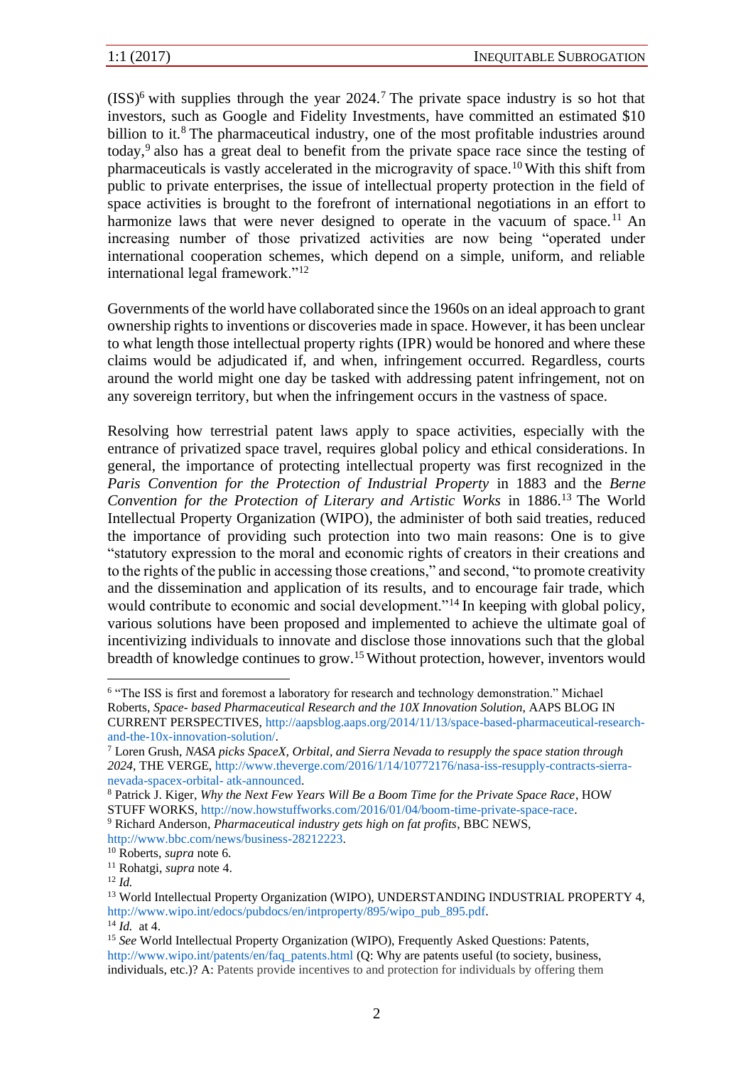(ISS)[6] with supplies through the year 2024.[7] The private space industry is so hot that investors, such as Google and Fidelity Investments, have committed an estimated $10 billion to it.[8] The pharmaceutical industry, one of the most profitable industries around today,[9] also has a great deal to benefit from the private space race since the testing of pharmaceuticals is vastly accelerated in the microgravity of space.[10] With this shift from public to private enterprises, the issue of intellectual property protection in the field of space activities is brought to the forefront of international negotiations in an effort to harmonize laws that were never designed to operate in the vacuum of space.[11] An increasing number of those privatized activities are now being "operated under international cooperation schemes, which depend on a simple, uniform, and reliable international legal framework."[12]

Governments of the world have collaborated since the 1960s on an ideal approach to grant ownership rights to inventions or discoveries made in space. However, it has been unclear to what length those intellectual property rights (IPR) would be honored and where these claims would be adjudicated if, and when, infringement occurred. Regardless, courts around the world might one day be tasked with addressing patent infringement, not on any sovereign territory, but when the infringement occurs in the vastness of space.

Resolving how terrestrial patent laws apply to space activities, especially with the entrance of privatized space travel, requires global policy and ethical considerations. In general, the importance of protecting intellectual property was first recognized in the *Paris Convention for the Protection of Industrial Property* in 1883 and the *Berne Convention for the Protection of Literary and Artistic Works* in 1886.[13] The World Intellectual Property Organization (WIPO), the administer of both said treaties, reduced the importance of providing such protection into two main reasons: One is to give "statutory expression to the moral and economic rights of creators in their creations and to the rights of the public in accessing those creations," and second, "to promote creativity and the dissemination and application of its results, and to encourage fair trade, which would contribute to economic and social development."[14] In keeping with global policy, various solutions have been proposed and implemented to achieve the ultimate goal of incentivizing individuals to innovate and disclose those innovations such that the global breadth of knowledge continues to grow.[15] Without protection, however, inventors would

---

[6] "The ISS is first and foremost a laboratory for research and technology demonstration." Michael Roberts, *Space- based Pharmaceutical Research and the 10X Innovation Solution*, AAPS BLOG IN CURRENT PERSPECTIVES, http://aapsblog.aaps.org/2014/11/13/space-based-pharmaceutical-research-and-the-10x-innovation-solution/.

[7] Loren Grush, *NASA picks SpaceX, Orbital, and Sierra Nevada to resupply the space station through 2024*, THE VERGE, http://www.theverge.com/2016/1/14/10772176/nasa-iss-resupply-contracts-sierra-nevada-spacex-orbital- atk-announced.

[8] Patrick J. Kiger, *Why the Next Few Years Will Be a Boom Time for the Private Space Race*, HOW STUFF WORKS, http://now.howstuffworks.com/2016/01/04/boom-time-private-space-race.

[9] Richard Anderson, *Pharmaceutical industry gets high on fat profits*, BBC NEWS, http://www.bbc.com/news/business-28212223.

[10] Roberts, *supra* note 6.

[11] Rohatgi, *supra* note 4.

[12] *Id.*

[13] World Intellectual Property Organization (WIPO), UNDERSTANDING INDUSTRIAL PROPERTY 4, http://www.wipo.int/edocs/pubdocs/en/intproperty/895/wipo_pub_895.pdf.

[14] *Id.* at 4.

[15] *See* World Intellectual Property Organization (WIPO), Frequently Asked Questions: Patents, http://www.wipo.int/patents/en/faq_patents.html (Q: Why are patents useful (to society, business, individuals, etc.)? A: Patents provide incentives to and protection for individuals by offering them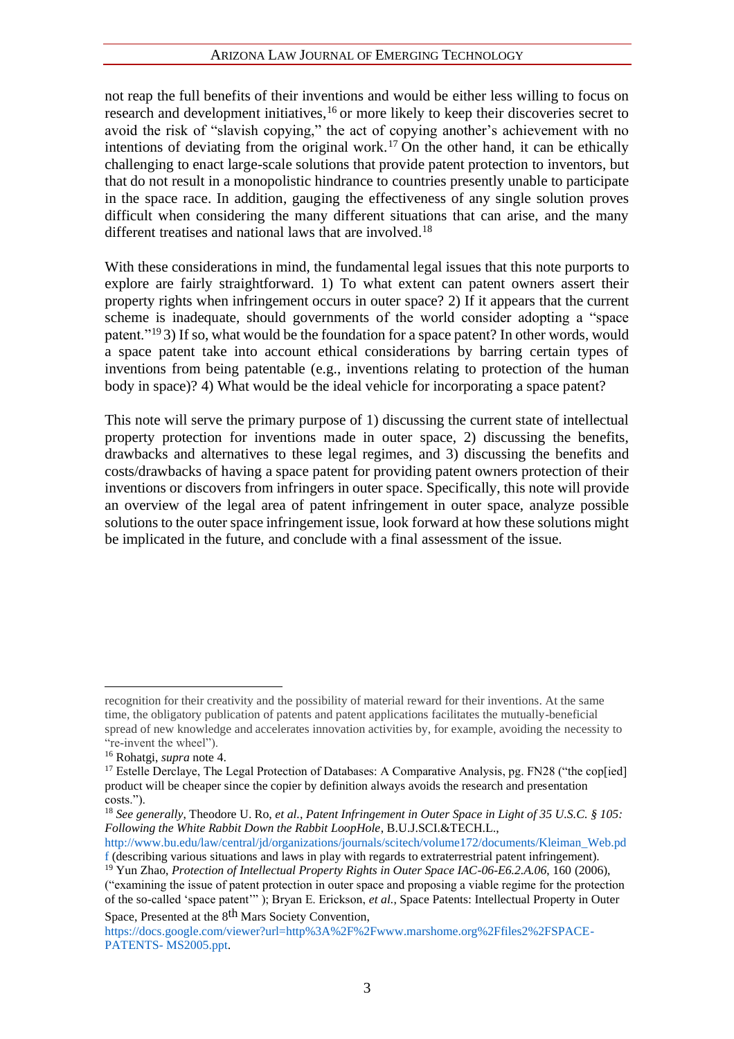not reap the full benefits of their inventions and would be either less willing to focus on research and development initiatives,[16] or more likely to keep their discoveries secret to avoid the risk of "slavish copying," the act of copying another's achievement with no intentions of deviating from the original work.[17] On the other hand, it can be ethically challenging to enact large-scale solutions that provide patent protection to inventors, but that do not result in a monopolistic hindrance to countries presently unable to participate in the space race. In addition, gauging the effectiveness of any single solution proves difficult when considering the many different situations that can arise, and the many different treatises and national laws that are involved.[18]

With these considerations in mind, the fundamental legal issues that this note purports to explore are fairly straightforward. 1) To what extent can patent owners assert their property rights when infringement occurs in outer space? 2) If it appears that the current scheme is inadequate, should governments of the world consider adopting a "space patent."[19] 3) If so, what would be the foundation for a space patent? In other words, would a space patent take into account ethical considerations by barring certain types of inventions from being patentable (e.g., inventions relating to protection of the human body in space)? 4) What would be the ideal vehicle for incorporating a space patent?

This note will serve the primary purpose of 1) discussing the current state of intellectual property protection for inventions made in outer space, 2) discussing the benefits, drawbacks and alternatives to these legal regimes, and 3) discussing the benefits and costs/drawbacks of having a space patent for providing patent owners protection of their inventions or discovers from infringers in outer space. Specifically, this note will provide an overview of the legal area of patent infringement in outer space, analyze possible solutions to the outer space infringement issue, look forward at how these solutions might be implicated in the future, and conclude with a final assessment of the issue.

---

recognition for their creativity and the possibility of material reward for their inventions. At the same time, the obligatory publication of patents and patent applications facilitates the mutually-beneficial spread of new knowledge and accelerates innovation activities by, for example, avoiding the necessity to "re-invent the wheel").

[16] Rohatgi, *supra* note 4.

[17] Estelle Derclaye, The Legal Protection of Databases: A Comparative Analysis, pg. FN28 ("the cop[ied] product will be cheaper since the copier by definition always avoids the research and presentation costs.").

[18] *See generally*, Theodore U. Ro, *et al.*, *Patent Infringement in Outer Space in Light of 35 U.S.C. § 105: Following the White Rabbit Down the Rabbit LoopHole*, B.U.J.SCI.&TECH.L., http://www.bu.edu/law/central/jd/organizations/journals/scitech/volume172/documents/Kleiman_Web.pdf (describing various situations and laws in play with regards to extraterrestrial patent infringement).

[19] Yun Zhao, *Protection of Intellectual Property Rights in Outer Space IAC-06-E6.2.A.06*, 160 (2006), ("examining the issue of patent protection in outer space and proposing a viable regime for the protection of the so-called 'space patent'" ); Bryan E. Erickson, *et al.*, Space Patents: Intellectual Property in Outer Space, Presented at the 8th Mars Society Convention, https://docs.google.com/viewer?url=http%3A%2F%2Fwww.marshome.org%2Ffiles2%2FSPACE-PATENTS- MS2005.ppt.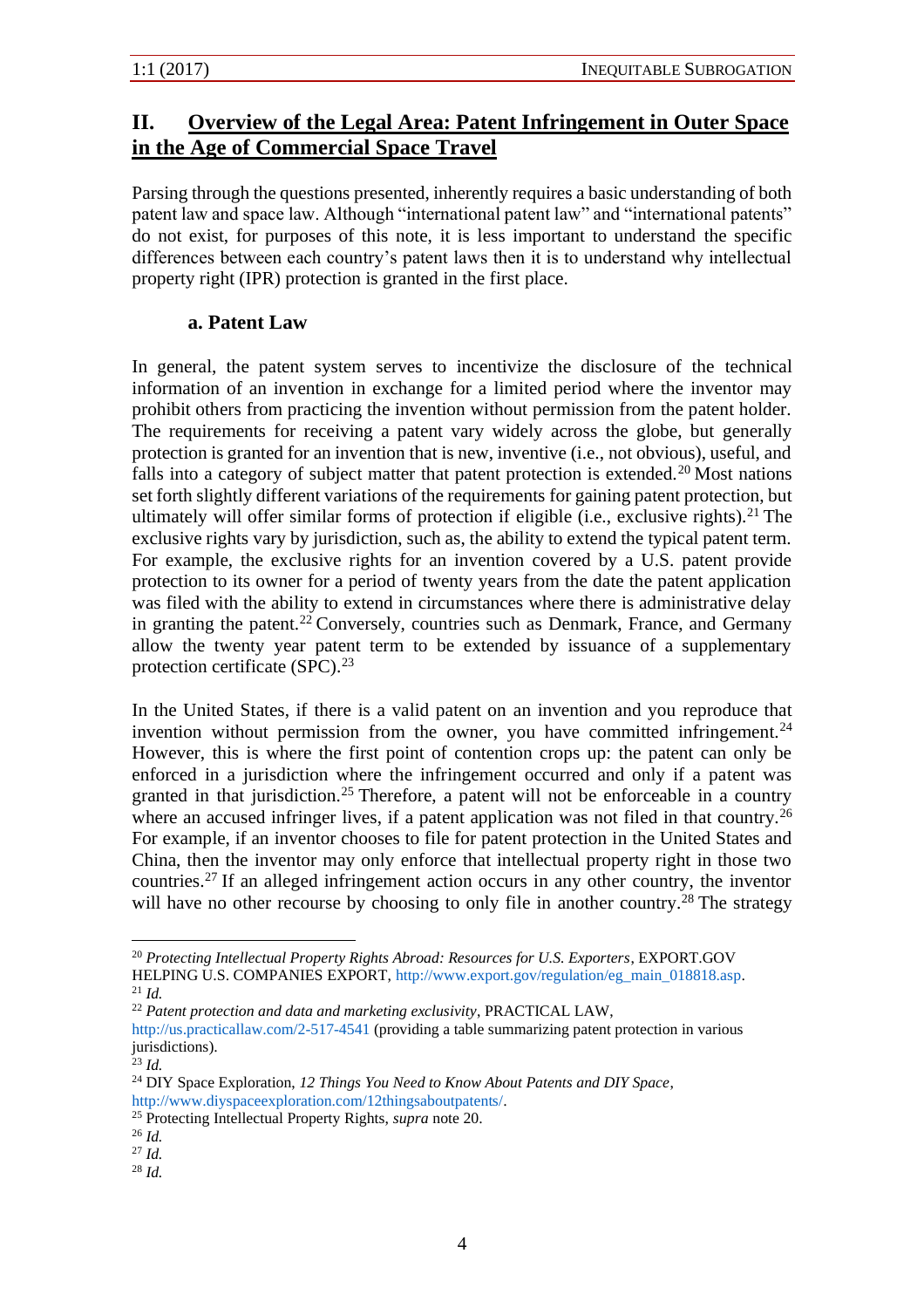## II. Overview of the Legal Area: Patent Infringement in Outer Space in the Age of Commercial Space Travel

Parsing through the questions presented, inherently requires a basic understanding of both patent law and space law. Although "international patent law" and "international patents" do not exist, for purposes of this note, it is less important to understand the specific differences between each country's patent laws then it is to understand why intellectual property right (IPR) protection is granted in the first place.

### a. Patent Law

In general, the patent system serves to incentivize the disclosure of the technical information of an invention in exchange for a limited period where the inventor may prohibit others from practicing the invention without permission from the patent holder. The requirements for receiving a patent vary widely across the globe, but generally protection is granted for an invention that is new, inventive (i.e., not obvious), useful, and falls into a category of subject matter that patent protection is extended.[20] Most nations set forth slightly different variations of the requirements for gaining patent protection, but ultimately will offer similar forms of protection if eligible (i.e., exclusive rights).[21] The exclusive rights vary by jurisdiction, such as, the ability to extend the typical patent term. For example, the exclusive rights for an invention covered by a U.S. patent provide protection to its owner for a period of twenty years from the date the patent application was filed with the ability to extend in circumstances where there is administrative delay in granting the patent.[22] Conversely, countries such as Denmark, France, and Germany allow the twenty year patent term to be extended by issuance of a supplementary protection certificate (SPC).[23]

In the United States, if there is a valid patent on an invention and you reproduce that invention without permission from the owner, you have committed infringement.[24] However, this is where the first point of contention crops up: the patent can only be enforced in a jurisdiction where the infringement occurred and only if a patent was granted in that jurisdiction.[25] Therefore, a patent will not be enforceable in a country where an accused infringer lives, if a patent application was not filed in that country.[26] For example, if an inventor chooses to file for patent protection in the United States and China, then the inventor may only enforce that intellectual property right in those two countries.[27] If an alleged infringement action occurs in any other country, the inventor will have no other recourse by choosing to only file in another country.[28] The strategy

---

[20] *Protecting Intellectual Property Rights Abroad: Resources for U.S. Exporters*, EXPORT.GOV HELPING U.S. COMPANIES EXPORT, http://www.export.gov/regulation/eg_main_018818.asp.

[21] *Id.*

[22] *Patent protection and data and marketing exclusivity*, PRACTICAL LAW, http://us.practicallaw.com/2-517-4541 (providing a table summarizing patent protection in various jurisdictions).

[23] *Id.*

[24] DIY Space Exploration, *12 Things You Need to Know About Patents and DIY Space*, http://www.diyspaceexploration.com/12thingsaboutpatents/.

[25] Protecting Intellectual Property Rights, *supra* note 20.

[26] *Id.*

[27] *Id.*

[28] *Id.*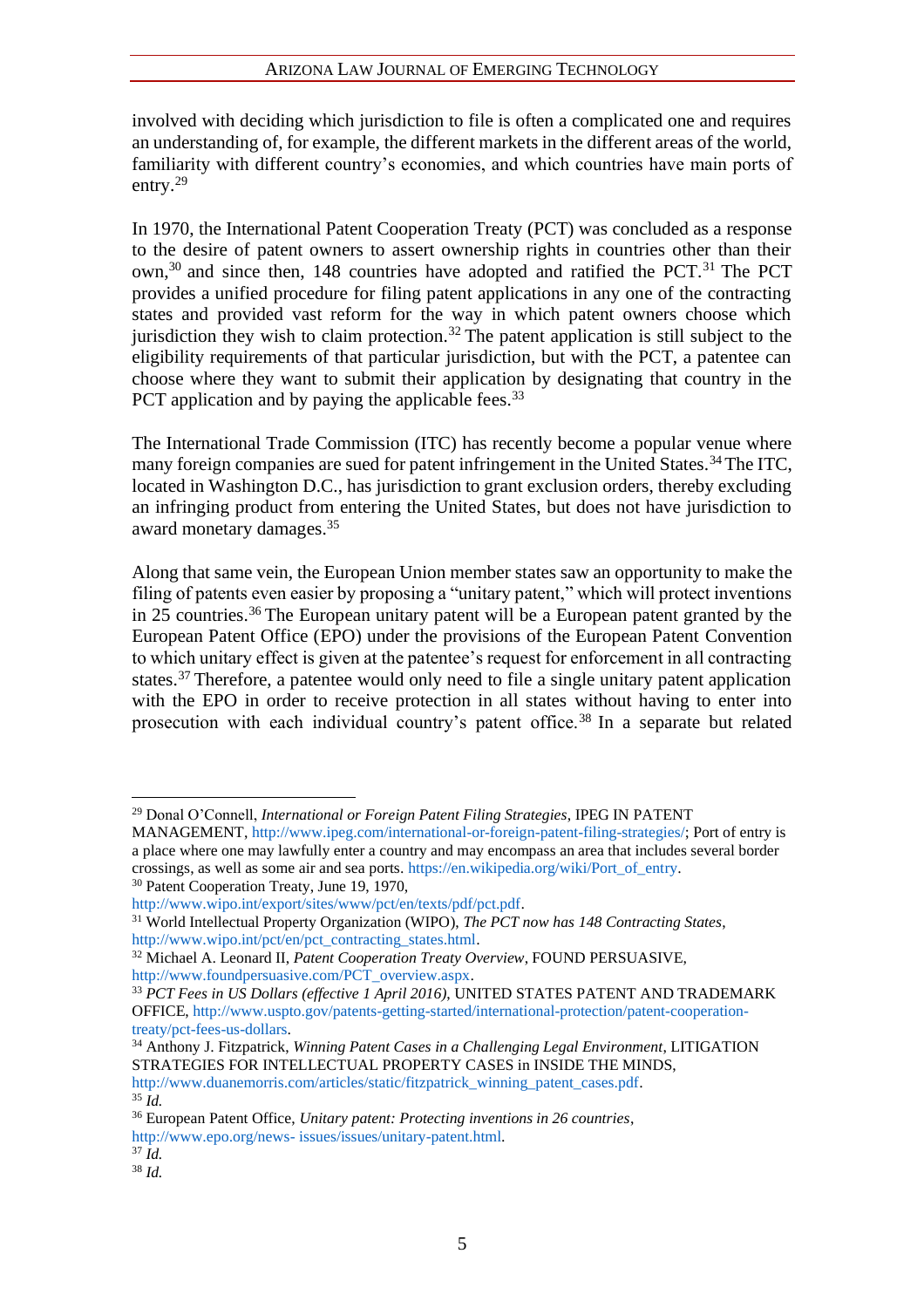involved with deciding which jurisdiction to file is often a complicated one and requires an understanding of, for example, the different markets in the different areas of the world, familiarity with different country's economies, and which countries have main ports of entry.[29]

In 1970, the International Patent Cooperation Treaty (PCT) was concluded as a response to the desire of patent owners to assert ownership rights in countries other than their own,[30] and since then, 148 countries have adopted and ratified the PCT.[31] The PCT provides a unified procedure for filing patent applications in any one of the contracting states and provided vast reform for the way in which patent owners choose which jurisdiction they wish to claim protection.[32] The patent application is still subject to the eligibility requirements of that particular jurisdiction, but with the PCT, a patentee can choose where they want to submit their application by designating that country in the PCT application and by paying the applicable fees.[33]

The International Trade Commission (ITC) has recently become a popular venue where many foreign companies are sued for patent infringement in the United States.[34] The ITC, located in Washington D.C., has jurisdiction to grant exclusion orders, thereby excluding an infringing product from entering the United States, but does not have jurisdiction to award monetary damages.[35]

Along that same vein, the European Union member states saw an opportunity to make the filing of patents even easier by proposing a "unitary patent," which will protect inventions in 25 countries.[36] The European unitary patent will be a European patent granted by the European Patent Office (EPO) under the provisions of the European Patent Convention to which unitary effect is given at the patentee's request for enforcement in all contracting states.[37] Therefore, a patentee would only need to file a single unitary patent application with the EPO in order to receive protection in all states without having to enter into prosecution with each individual country's patent office.[38] In a separate but related

---

[29] Donal O'Connell, *International or Foreign Patent Filing Strategies*, IPEG IN PATENT MANAGEMENT, http://www.ipeg.com/international-or-foreign-patent-filing-strategies/; Port of entry is a place where one may lawfully enter a country and may encompass an area that includes several border crossings, as well as some air and sea ports. https://en.wikipedia.org/wiki/Port_of_entry.

[30] Patent Cooperation Treaty, June 19, 1970, http://www.wipo.int/export/sites/www/pct/en/texts/pdf/pct.pdf.

[31] World Intellectual Property Organization (WIPO), *The PCT now has 148 Contracting States*, http://www.wipo.int/pct/en/pct_contracting_states.html.

[32] Michael A. Leonard II, *Patent Cooperation Treaty Overview*, FOUND PERSUASIVE, http://www.foundpersuasive.com/PCT_overview.aspx.

[33] *PCT Fees in US Dollars (effective 1 April 2016)*, UNITED STATES PATENT AND TRADEMARK OFFICE, http://www.uspto.gov/patents-getting-started/international-protection/patent-cooperation-treaty/pct-fees-us-dollars.

[34] Anthony J. Fitzpatrick, *Winning Patent Cases in a Challenging Legal Environment*, LITIGATION STRATEGIES FOR INTELLECTUAL PROPERTY CASES in INSIDE THE MINDS, http://www.duanemorris.com/articles/static/fitzpatrick_winning_patent_cases.pdf.

[35] *Id.*

[36] European Patent Office, *Unitary patent: Protecting inventions in 26 countries*, http://www.epo.org/news- issues/issues/unitary-patent.html.

[37] *Id.*

[38] *Id.*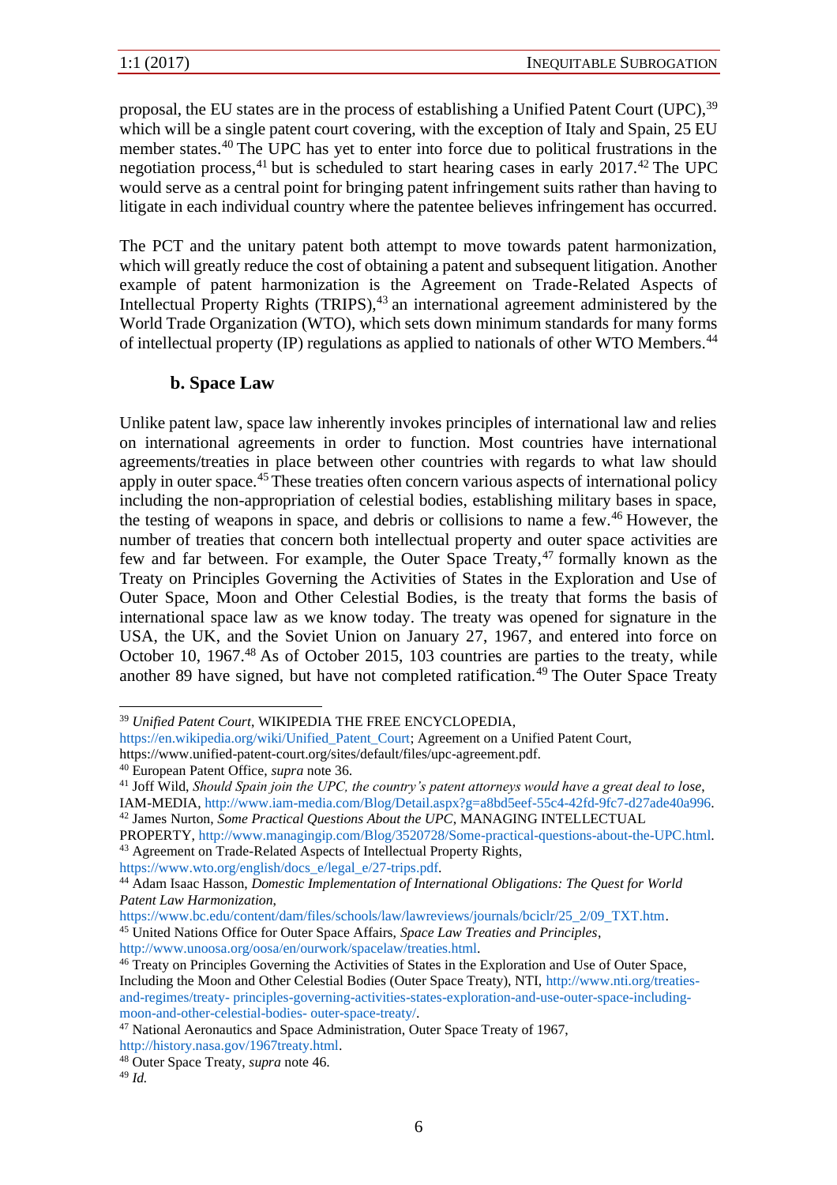proposal, the EU states are in the process of establishing a Unified Patent Court (UPC),[39] which will be a single patent court covering, with the exception of Italy and Spain, 25 EU member states.[40] The UPC has yet to enter into force due to political frustrations in the negotiation process,[41] but is scheduled to start hearing cases in early 2017.[42] The UPC would serve as a central point for bringing patent infringement suits rather than having to litigate in each individual country where the patentee believes infringement has occurred.

The PCT and the unitary patent both attempt to move towards patent harmonization, which will greatly reduce the cost of obtaining a patent and subsequent litigation. Another example of patent harmonization is the Agreement on Trade-Related Aspects of Intellectual Property Rights (TRIPS),[43] an international agreement administered by the World Trade Organization (WTO), which sets down minimum standards for many forms of intellectual property (IP) regulations as applied to nationals of other WTO Members.[44]

### b. Space Law

Unlike patent law, space law inherently invokes principles of international law and relies on international agreements in order to function. Most countries have international agreements/treaties in place between other countries with regards to what law should apply in outer space.[45] These treaties often concern various aspects of international policy including the non-appropriation of celestial bodies, establishing military bases in space, the testing of weapons in space, and debris or collisions to name a few.[46] However, the number of treaties that concern both intellectual property and outer space activities are few and far between. For example, the Outer Space Treaty,[47] formally known as the Treaty on Principles Governing the Activities of States in the Exploration and Use of Outer Space, Moon and Other Celestial Bodies, is the treaty that forms the basis of international space law as we know today. The treaty was opened for signature in the USA, the UK, and the Soviet Union on January 27, 1967, and entered into force on October 10, 1967.[48] As of October 2015, 103 countries are parties to the treaty, while another 89 have signed, but have not completed ratification.[49] The Outer Space Treaty

---

[39] *Unified Patent Court*, WIKIPEDIA THE FREE ENCYCLOPEDIA, https://en.wikipedia.org/wiki/Unified_Patent_Court; Agreement on a Unified Patent Court, https://www.unified-patent-court.org/sites/default/files/upc-agreement.pdf.

[40] European Patent Office, *supra* note 36.

[41] Joff Wild, *Should Spain join the UPC, the country's patent attorneys would have a great deal to lose*, IAM-MEDIA, http://www.iam-media.com/Blog/Detail.aspx?g=a8bd5eef-55c4-42fd-9fc7-d27ade40a996.

[42] James Nurton, *Some Practical Questions About the UPC*, MANAGING INTELLECTUAL PROPERTY, http://www.managingip.com/Blog/3520728/Some-practical-questions-about-the-UPC.html.

[43] Agreement on Trade-Related Aspects of Intellectual Property Rights, https://www.wto.org/english/docs_e/legal_e/27-trips.pdf.

[44] Adam Isaac Hasson, *Domestic Implementation of International Obligations: The Quest for World Patent Law Harmonization*, https://www.bc.edu/content/dam/files/schools/law/lawreviews/journals/bciclr/25_2/09_TXT.htm.

[45] United Nations Office for Outer Space Affairs, *Space Law Treaties and Principles*, http://www.unoosa.org/oosa/en/ourwork/spacelaw/treaties.html.

[46] Treaty on Principles Governing the Activities of States in the Exploration and Use of Outer Space, Including the Moon and Other Celestial Bodies (Outer Space Treaty), NTI, http://www.nti.org/treaties-and-regimes/treaty- principles-governing-activities-states-exploration-and-use-outer-space-including-moon-and-other-celestial-bodies- outer-space-treaty/.

[47] National Aeronautics and Space Administration, Outer Space Treaty of 1967, http://history.nasa.gov/1967treaty.html.

[48] Outer Space Treaty, *supra* note 46.

[49] *Id.*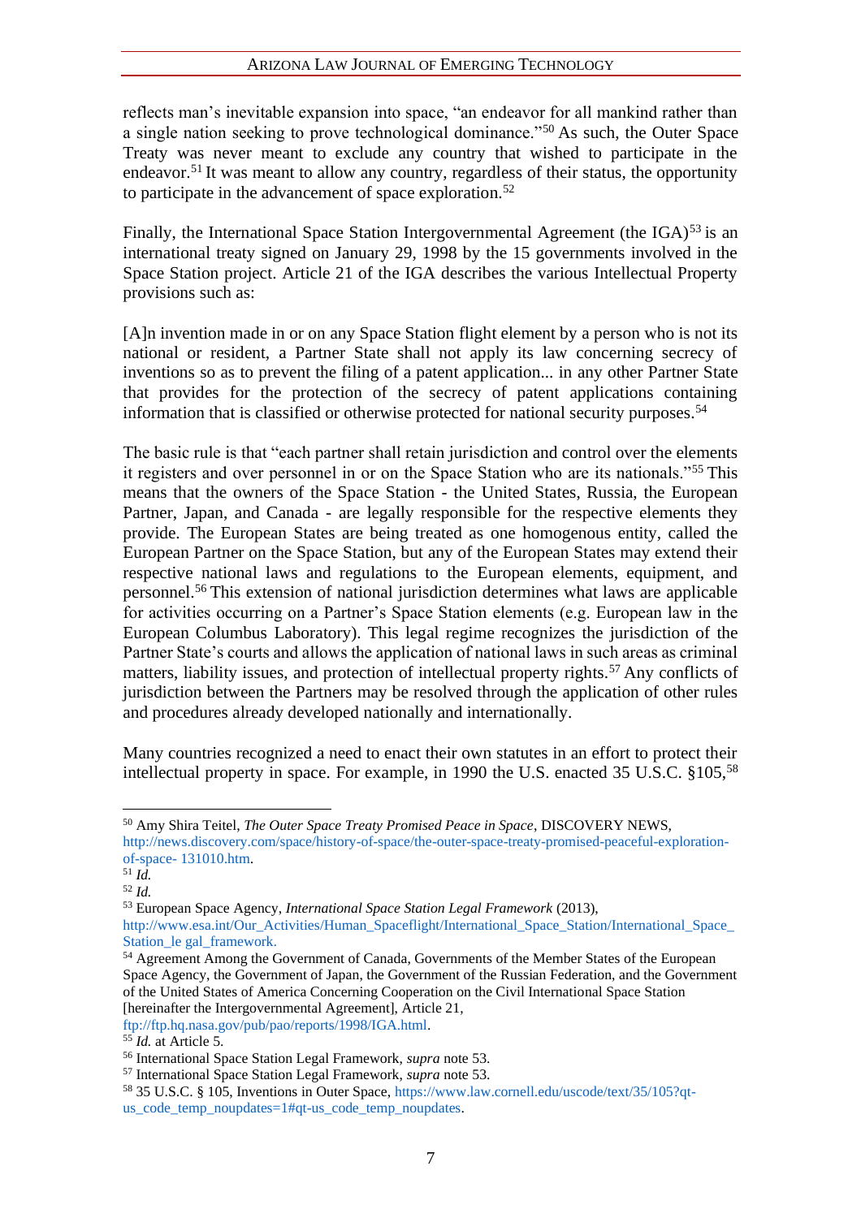reflects man's inevitable expansion into space, "an endeavor for all mankind rather than a single nation seeking to prove technological dominance."[50] As such, the Outer Space Treaty was never meant to exclude any country that wished to participate in the endeavor.[51] It was meant to allow any country, regardless of their status, the opportunity to participate in the advancement of space exploration.[52]

Finally, the International Space Station Intergovernmental Agreement (the IGA)[53] is an international treaty signed on January 29, 1998 by the 15 governments involved in the Space Station project. Article 21 of the IGA describes the various Intellectual Property provisions such as:

[A]n invention made in or on any Space Station flight element by a person who is not its national or resident, a Partner State shall not apply its law concerning secrecy of inventions so as to prevent the filing of a patent application... in any other Partner State that provides for the protection of the secrecy of patent applications containing information that is classified or otherwise protected for national security purposes.[54]

The basic rule is that "each partner shall retain jurisdiction and control over the elements it registers and over personnel in or on the Space Station who are its nationals."[55] This means that the owners of the Space Station - the United States, Russia, the European Partner, Japan, and Canada - are legally responsible for the respective elements they provide. The European States are being treated as one homogenous entity, called the European Partner on the Space Station, but any of the European States may extend their respective national laws and regulations to the European elements, equipment, and personnel.[56] This extension of national jurisdiction determines what laws are applicable for activities occurring on a Partner's Space Station elements (e.g. European law in the European Columbus Laboratory). This legal regime recognizes the jurisdiction of the Partner State's courts and allows the application of national laws in such areas as criminal matters, liability issues, and protection of intellectual property rights.[57] Any conflicts of jurisdiction between the Partners may be resolved through the application of other rules and procedures already developed nationally and internationally.

Many countries recognized a need to enact their own statutes in an effort to protect their intellectual property in space. For example, in 1990 the U.S. enacted 35 U.S.C. §105,[58]

---

[50] Amy Shira Teitel, *The Outer Space Treaty Promised Peace in Space*, DISCOVERY NEWS, http://news.discovery.com/space/history-of-space/the-outer-space-treaty-promised-peaceful-exploration-of-space- 131010.htm.

[51] *Id.*

[52] *Id.*

[53] European Space Agency, *International Space Station Legal Framework* (2013), http://www.esa.int/Our_Activities/Human_Spaceflight/International_Space_Station/International_Space_Station_le gal_framework.

[54] Agreement Among the Government of Canada, Governments of the Member States of the European Space Agency, the Government of Japan, the Government of the Russian Federation, and the Government of the United States of America Concerning Cooperation on the Civil International Space Station [hereinafter the Intergovernmental Agreement], Article 21, ftp://ftp.hq.nasa.gov/pub/pao/reports/1998/IGA.html.

[55] *Id.* at Article 5.

[56] International Space Station Legal Framework, *supra* note 53.

[57] International Space Station Legal Framework, *supra* note 53.

[58] 35 U.S.C. § 105, Inventions in Outer Space, https://www.law.cornell.edu/uscode/text/35/105?qt-us_code_temp_noupdates=1#qt-us_code_temp_noupdates.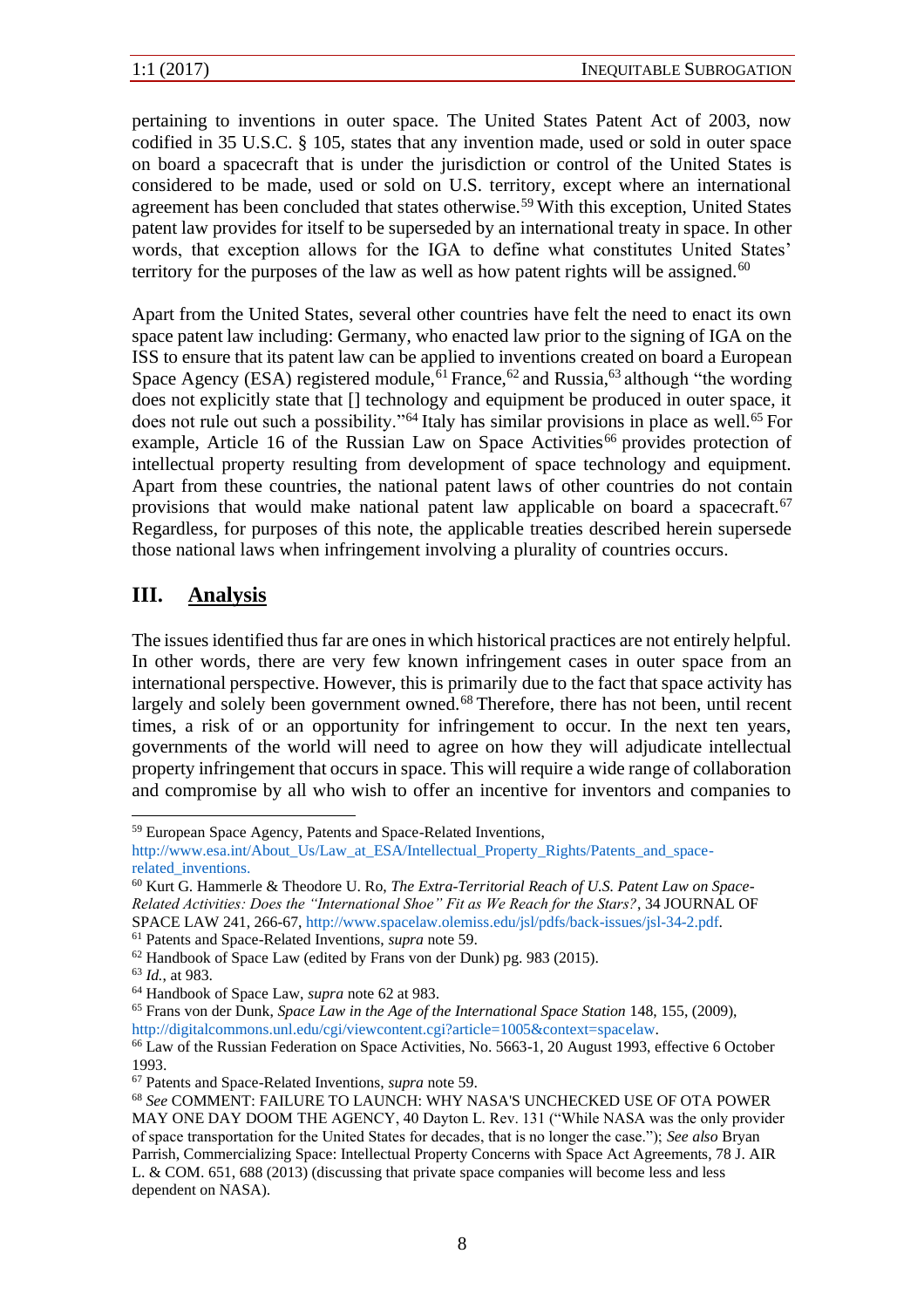pertaining to inventions in outer space. The United States Patent Act of 2003, now codified in 35 U.S.C. § 105, states that any invention made, used or sold in outer space on board a spacecraft that is under the jurisdiction or control of the United States is considered to be made, used or sold on U.S. territory, except where an international agreement has been concluded that states otherwise.[59] With this exception, United States patent law provides for itself to be superseded by an international treaty in space. In other words, that exception allows for the IGA to define what constitutes United States' territory for the purposes of the law as well as how patent rights will be assigned.[60]

Apart from the United States, several other countries have felt the need to enact its own space patent law including: Germany, who enacted law prior to the signing of IGA on the ISS to ensure that its patent law can be applied to inventions created on board a European Space Agency (ESA) registered module,[61] France,[62] and Russia,[63] although "the wording does not explicitly state that [] technology and equipment be produced in outer space, it does not rule out such a possibility."[64] Italy has similar provisions in place as well.[65] For example, Article 16 of the Russian Law on Space Activities[66] provides protection of intellectual property resulting from development of space technology and equipment. Apart from these countries, the national patent laws of other countries do not contain provisions that would make national patent law applicable on board a spacecraft.[67] Regardless, for purposes of this note, the applicable treaties described herein supersede those national laws when infringement involving a plurality of countries occurs.

## III. Analysis

The issues identified thus far are ones in which historical practices are not entirely helpful. In other words, there are very few known infringement cases in outer space from an international perspective. However, this is primarily due to the fact that space activity has largely and solely been government owned.[68] Therefore, there has not been, until recent times, a risk of or an opportunity for infringement to occur. In the next ten years, governments of the world will need to agree on how they will adjudicate intellectual property infringement that occurs in space. This will require a wide range of collaboration and compromise by all who wish to offer an incentive for inventors and companies to

---

[59] European Space Agency, Patents and Space-Related Inventions, http://www.esa.int/About_Us/Law_at_ESA/Intellectual_Property_Rights/Patents_and_space-related_inventions.

[60] Kurt G. Hammerle & Theodore U. Ro, *The Extra-Territorial Reach of U.S. Patent Law on Space-Related Activities: Does the "International Shoe" Fit as We Reach for the Stars?*, 34 JOURNAL OF SPACE LAW 241, 266-67, http://www.spacelaw.olemiss.edu/jsl/pdfs/back-issues/jsl-34-2.pdf.

[61] Patents and Space-Related Inventions, *supra* note 59.

[62] Handbook of Space Law (edited by Frans von der Dunk) pg. 983 (2015).

[63] *Id.*, at 983.

[64] Handbook of Space Law, *supra* note 62 at 983.

[65] Frans von der Dunk, *Space Law in the Age of the International Space Station* 148, 155, (2009), http://digitalcommons.unl.edu/cgi/viewcontent.cgi?article=1005&context=spacelaw.

[66] Law of the Russian Federation on Space Activities, No. 5663-1, 20 August 1993, effective 6 October 1993.

[67] Patents and Space-Related Inventions, *supra* note 59.

[68] *See* COMMENT: FAILURE TO LAUNCH: WHY NASA'S UNCHECKED USE OF OTA POWER MAY ONE DAY DOOM THE AGENCY, 40 Dayton L. Rev. 131 ("While NASA was the only provider of space transportation for the United States for decades, that is no longer the case."); *See also* Bryan Parrish, Commercializing Space: Intellectual Property Concerns with Space Act Agreements, 78 J. AIR L. & COM. 651, 688 (2013) (discussing that private space companies will become less and less dependent on NASA).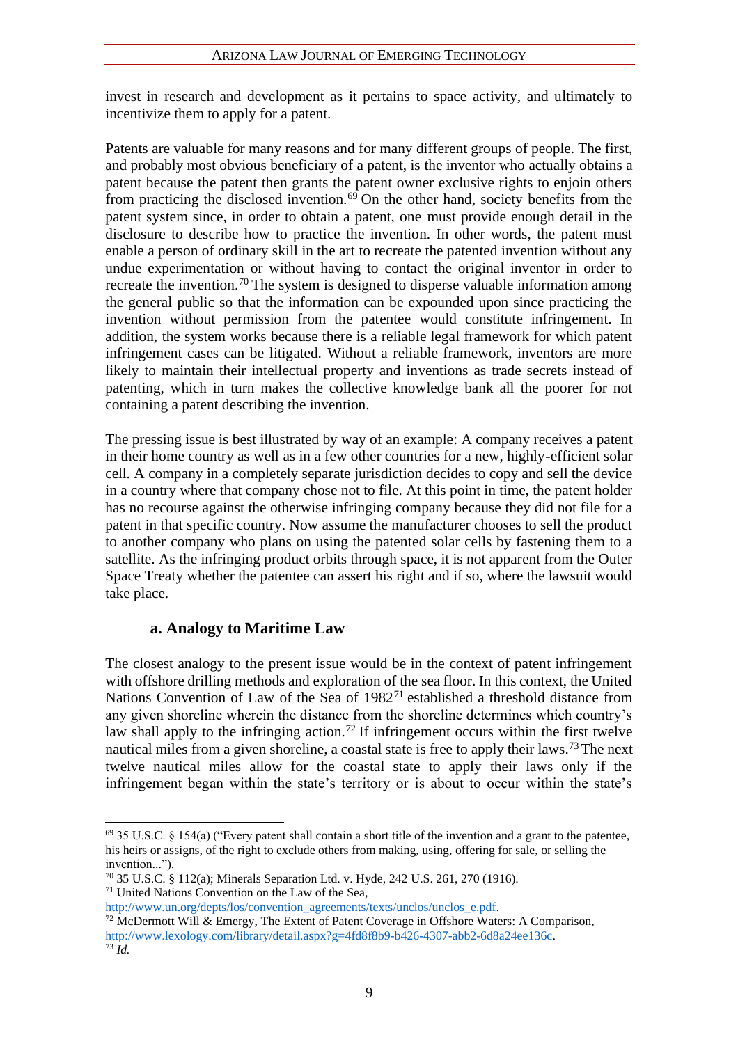invest in research and development as it pertains to space activity, and ultimately to incentivize them to apply for a patent.

Patents are valuable for many reasons and for many different groups of people. The first, and probably most obvious beneficiary of a patent, is the inventor who actually obtains a patent because the patent then grants the patent owner exclusive rights to enjoin others from practicing the disclosed invention.[69] On the other hand, society benefits from the patent system since, in order to obtain a patent, one must provide enough detail in the disclosure to describe how to practice the invention. In other words, the patent must enable a person of ordinary skill in the art to recreate the patented invention without any undue experimentation or without having to contact the original inventor in order to recreate the invention.[70] The system is designed to disperse valuable information among the general public so that the information can be expounded upon since practicing the invention without permission from the patentee would constitute infringement. In addition, the system works because there is a reliable legal framework for which patent infringement cases can be litigated. Without a reliable framework, inventors are more likely to maintain their intellectual property and inventions as trade secrets instead of patenting, which in turn makes the collective knowledge bank all the poorer for not containing a patent describing the invention.

The pressing issue is best illustrated by way of an example: A company receives a patent in their home country as well as in a few other countries for a new, highly-efficient solar cell. A company in a completely separate jurisdiction decides to copy and sell the device in a country where that company chose not to file. At this point in time, the patent holder has no recourse against the otherwise infringing company because they did not file for a patent in that specific country. Now assume the manufacturer chooses to sell the product to another company who plans on using the patented solar cells by fastening them to a satellite. As the infringing product orbits through space, it is not apparent from the Outer Space Treaty whether the patentee can assert his right and if so, where the lawsuit would take place.

### a. Analogy to Maritime Law

The closest analogy to the present issue would be in the context of patent infringement with offshore drilling methods and exploration of the sea floor. In this context, the United Nations Convention of Law of the Sea of 1982[71] established a threshold distance from any given shoreline wherein the distance from the shoreline determines which country's law shall apply to the infringing action.[72] If infringement occurs within the first twelve nautical miles from a given shoreline, a coastal state is free to apply their laws.[73] The next twelve nautical miles allow for the coastal state to apply their laws only if the infringement began within the state's territory or is about to occur within the state's

---

[69] 35 U.S.C. § 154(a) ("Every patent shall contain a short title of the invention and a grant to the patentee, his heirs or assigns, of the right to exclude others from making, using, offering for sale, or selling the invention...").

[70] 35 U.S.C. § 112(a); Minerals Separation Ltd. v. Hyde, 242 U.S. 261, 270 (1916).

[71] United Nations Convention on the Law of the Sea, http://www.un.org/depts/los/convention_agreements/texts/unclos/unclos_e.pdf.

[72] McDermott Will & Emergy, The Extent of Patent Coverage in Offshore Waters: A Comparison, http://www.lexology.com/library/detail.aspx?g=4fd8f8b9-b426-4307-abb2-6d8a24ee136c.

[73] *Id.*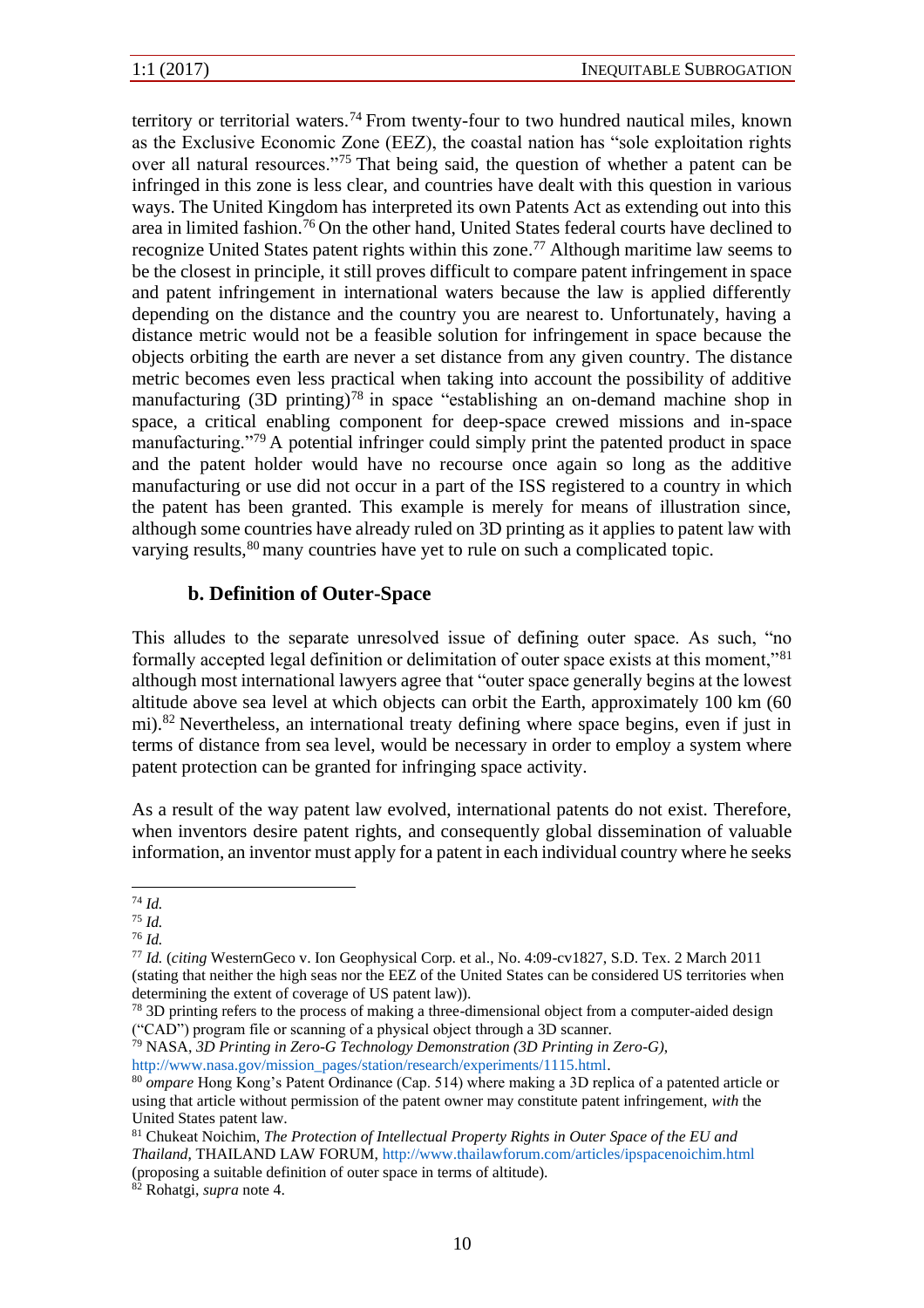territory or territorial waters.[74] From twenty-four to two hundred nautical miles, known as the Exclusive Economic Zone (EEZ), the coastal nation has "sole exploitation rights over all natural resources."[75] That being said, the question of whether a patent can be infringed in this zone is less clear, and countries have dealt with this question in various ways. The United Kingdom has interpreted its own Patents Act as extending out into this area in limited fashion.[76] On the other hand, United States federal courts have declined to recognize United States patent rights within this zone.[77] Although maritime law seems to be the closest in principle, it still proves difficult to compare patent infringement in space and patent infringement in international waters because the law is applied differently depending on the distance and the country you are nearest to. Unfortunately, having a distance metric would not be a feasible solution for infringement in space because the objects orbiting the earth are never a set distance from any given country. The distance metric becomes even less practical when taking into account the possibility of additive manufacturing (3D printing)[78] in space "establishing an on-demand machine shop in space, a critical enabling component for deep-space crewed missions and in-space manufacturing."[79] A potential infringer could simply print the patented product in space and the patent holder would have no recourse once again so long as the additive manufacturing or use did not occur in a part of the ISS registered to a country in which the patent has been granted. This example is merely for means of illustration since, although some countries have already ruled on 3D printing as it applies to patent law with varying results,[80] many countries have yet to rule on such a complicated topic.

### b. Definition of Outer-Space

This alludes to the separate unresolved issue of defining outer space. As such, "no formally accepted legal definition or delimitation of outer space exists at this moment,"[81] although most international lawyers agree that "outer space generally begins at the lowest altitude above sea level at which objects can orbit the Earth, approximately 100 km (60 mi).[82] Nevertheless, an international treaty defining where space begins, even if just in terms of distance from sea level, would be necessary in order to employ a system where patent protection can be granted for infringing space activity.

As a result of the way patent law evolved, international patents do not exist. Therefore, when inventors desire patent rights, and consequently global dissemination of valuable information, an inventor must apply for a patent in each individual country where he seeks

---

[74] *Id.*

[75] *Id.*

[76] *Id.*

[77] *Id.* (*citing* WesternGeco v. Ion Geophysical Corp. et al., No. 4:09-cv1827, S.D. Tex. 2 March 2011 (stating that neither the high seas nor the EEZ of the United States can be considered US territories when determining the extent of coverage of US patent law)).

[78] 3D printing refers to the process of making a three-dimensional object from a computer-aided design ("CAD") program file or scanning of a physical object through a 3D scanner.

[79] NASA, *3D Printing in Zero-G Technology Demonstration (3D Printing in Zero-G)*, http://www.nasa.gov/mission_pages/station/research/experiments/1115.html.

[80] *ompare* Hong Kong's Patent Ordinance (Cap. 514) where making a 3D replica of a patented article or using that article without permission of the patent owner may constitute patent infringement, *with* the United States patent law.

[81] Chukeat Noichim, *The Protection of Intellectual Property Rights in Outer Space of the EU and Thailand*, THAILAND LAW FORUM, http://www.thailawforum.com/articles/ipspacenoichim.html (proposing a suitable definition of outer space in terms of altitude).

[82] Rohatgi, *supra* note 4.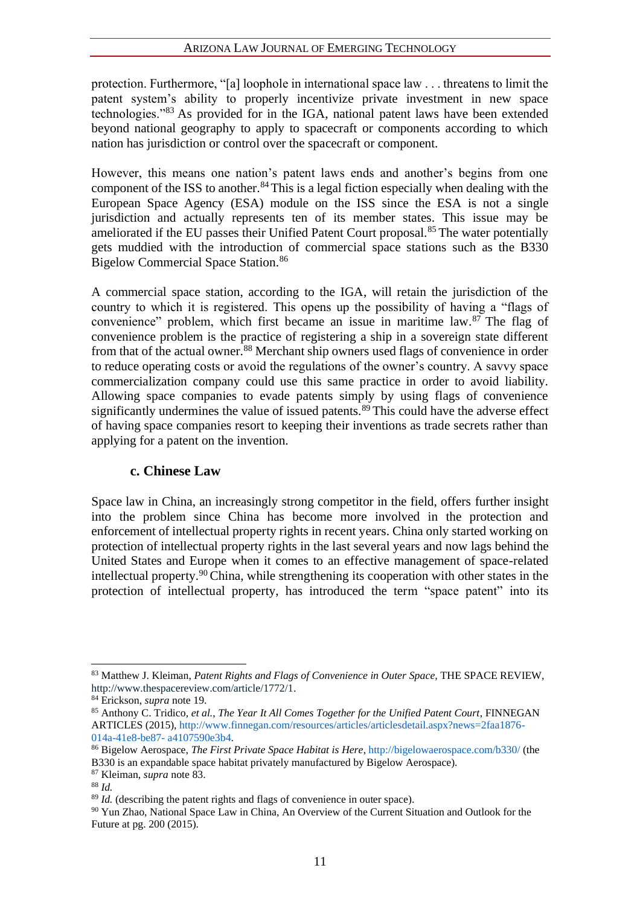protection. Furthermore, "[a] loophole in international space law . . . threatens to limit the patent system's ability to properly incentivize private investment in new space technologies."[83] As provided for in the IGA, national patent laws have been extended beyond national geography to apply to spacecraft or components according to which nation has jurisdiction or control over the spacecraft or component.

However, this means one nation's patent laws ends and another's begins from one component of the ISS to another.[84] This is a legal fiction especially when dealing with the European Space Agency (ESA) module on the ISS since the ESA is not a single jurisdiction and actually represents ten of its member states. This issue may be ameliorated if the EU passes their Unified Patent Court proposal.[85] The water potentially gets muddied with the introduction of commercial space stations such as the B330 Bigelow Commercial Space Station.[86]

A commercial space station, according to the IGA, will retain the jurisdiction of the country to which it is registered. This opens up the possibility of having a "flags of convenience" problem, which first became an issue in maritime law.[87] The flag of convenience problem is the practice of registering a ship in a sovereign state different from that of the actual owner.[88] Merchant ship owners used flags of convenience in order to reduce operating costs or avoid the regulations of the owner's country. A savvy space commercialization company could use this same practice in order to avoid liability. Allowing space companies to evade patents simply by using flags of convenience significantly undermines the value of issued patents.[89] This could have the adverse effect of having space companies resort to keeping their inventions as trade secrets rather than applying for a patent on the invention.

#### c. Chinese Law

Space law in China, an increasingly strong competitor in the field, offers further insight into the problem since China has become more involved in the protection and enforcement of intellectual property rights in recent years. China only started working on protection of intellectual property rights in the last several years and now lags behind the United States and Europe when it comes to an effective management of space-related intellectual property.[90] China, while strengthening its cooperation with other states in the protection of intellectual property, has introduced the term "space patent" into its

---

[83] Matthew J. Kleiman, *Patent Rights and Flags of Convenience in Outer Space*, THE SPACE REVIEW, http://www.thespacereview.com/article/1772/1.

[84] Erickson, *supra* note 19.

[85] Anthony C. Tridico, *et al.*, *The Year It All Comes Together for the Unified Patent Court*, FINNEGAN ARTICLES (2015), http://www.finnegan.com/resources/articles/articlesdetail.aspx?news=2faa1876-014a-41e8-be87- a4107590e3b4.

[86] Bigelow Aerospace, *The First Private Space Habitat is Here*, http://bigelowaerospace.com/b330/ (the B330 is an expandable space habitat privately manufactured by Bigelow Aerospace).

[87] Kleiman, *supra* note 83.

[88] *Id.*

[89] *Id.* (describing the patent rights and flags of convenience in outer space).

[90] Yun Zhao, National Space Law in China, An Overview of the Current Situation and Outlook for the Future at pg. 200 (2015).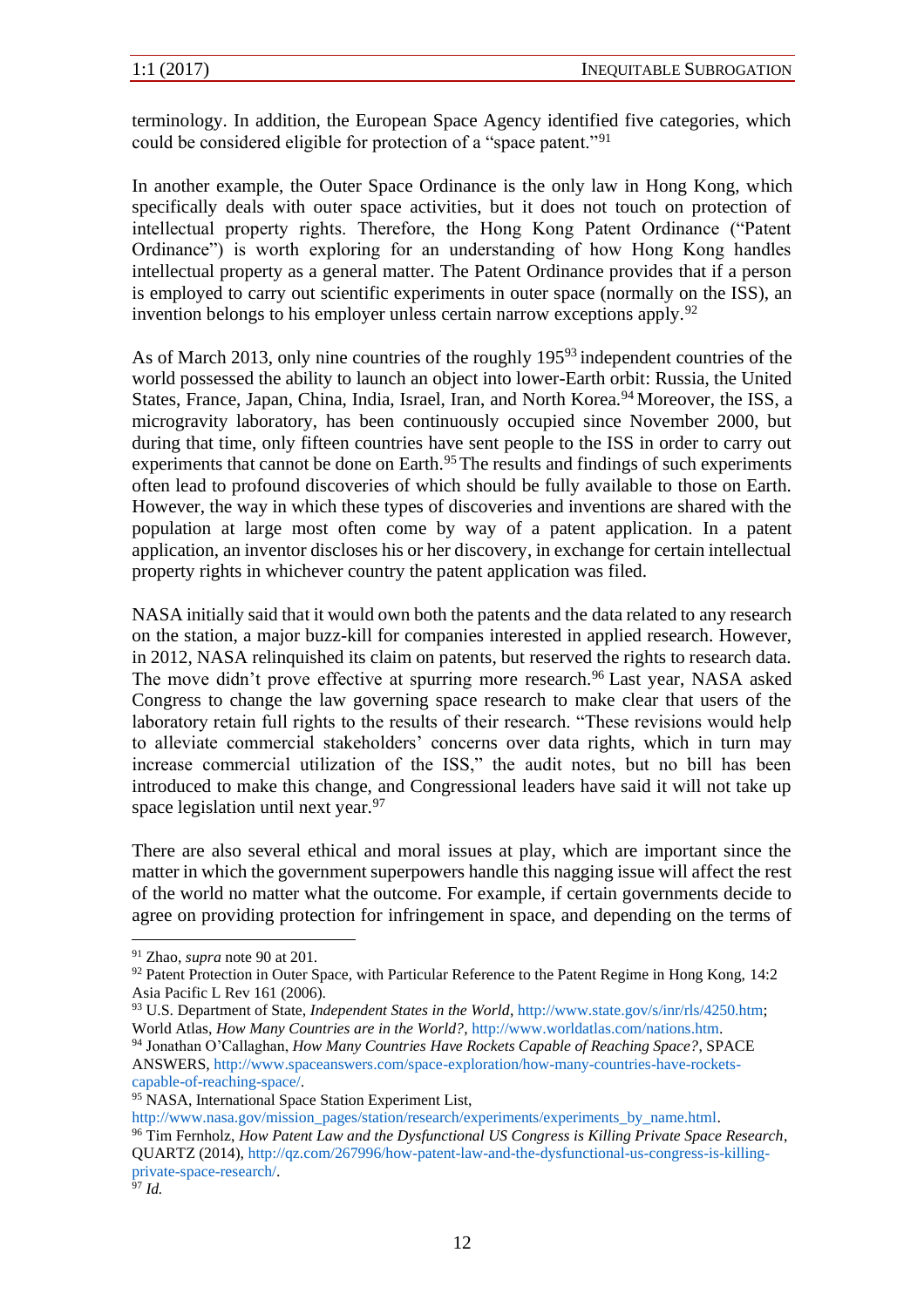terminology. In addition, the European Space Agency identified five categories, which could be considered eligible for protection of a "space patent."[91]

In another example, the Outer Space Ordinance is the only law in Hong Kong, which specifically deals with outer space activities, but it does not touch on protection of intellectual property rights. Therefore, the Hong Kong Patent Ordinance ("Patent Ordinance") is worth exploring for an understanding of how Hong Kong handles intellectual property as a general matter. The Patent Ordinance provides that if a person is employed to carry out scientific experiments in outer space (normally on the ISS), an invention belongs to his employer unless certain narrow exceptions apply.[92]

As of March 2013, only nine countries of the roughly 195[93] independent countries of the world possessed the ability to launch an object into lower-Earth orbit: Russia, the United States, France, Japan, China, India, Israel, Iran, and North Korea.[94] Moreover, the ISS, a microgravity laboratory, has been continuously occupied since November 2000, but during that time, only fifteen countries have sent people to the ISS in order to carry out experiments that cannot be done on Earth.[95] The results and findings of such experiments often lead to profound discoveries of which should be fully available to those on Earth. However, the way in which these types of discoveries and inventions are shared with the population at large most often come by way of a patent application. In a patent application, an inventor discloses his or her discovery, in exchange for certain intellectual property rights in whichever country the patent application was filed.

NASA initially said that it would own both the patents and the data related to any research on the station, a major buzz-kill for companies interested in applied research. However, in 2012, NASA relinquished its claim on patents, but reserved the rights to research data. The move didn't prove effective at spurring more research.[96] Last year, NASA asked Congress to change the law governing space research to make clear that users of the laboratory retain full rights to the results of their research. "These revisions would help to alleviate commercial stakeholders' concerns over data rights, which in turn may increase commercial utilization of the ISS," the audit notes, but no bill has been introduced to make this change, and Congressional leaders have said it will not take up space legislation until next year.[97]

There are also several ethical and moral issues at play, which are important since the matter in which the government superpowers handle this nagging issue will affect the rest of the world no matter what the outcome. For example, if certain governments decide to agree on providing protection for infringement in space, and depending on the terms of

---

[91] Zhao, *supra* note 90 at 201.

[92] Patent Protection in Outer Space, with Particular Reference to the Patent Regime in Hong Kong, 14:2 Asia Pacific L Rev 161 (2006).

[93] U.S. Department of State, *Independent States in the World*, http://www.state.gov/s/inr/rls/4250.htm; World Atlas, *How Many Countries are in the World?*, http://www.worldatlas.com/nations.htm.

[94] Jonathan O'Callaghan, *How Many Countries Have Rockets Capable of Reaching Space?*, SPACE ANSWERS, http://www.spaceanswers.com/space-exploration/how-many-countries-have-rockets-capable-of-reaching-space/.

[95] NASA, International Space Station Experiment List, http://www.nasa.gov/mission_pages/station/research/experiments/experiments_by_name.html.

[96] Tim Fernholz, *How Patent Law and the Dysfunctional US Congress is Killing Private Space Research*, QUARTZ (2014), http://qz.com/267996/how-patent-law-and-the-dysfunctional-us-congress-is-killing-private-space-research/.

[97] *Id.*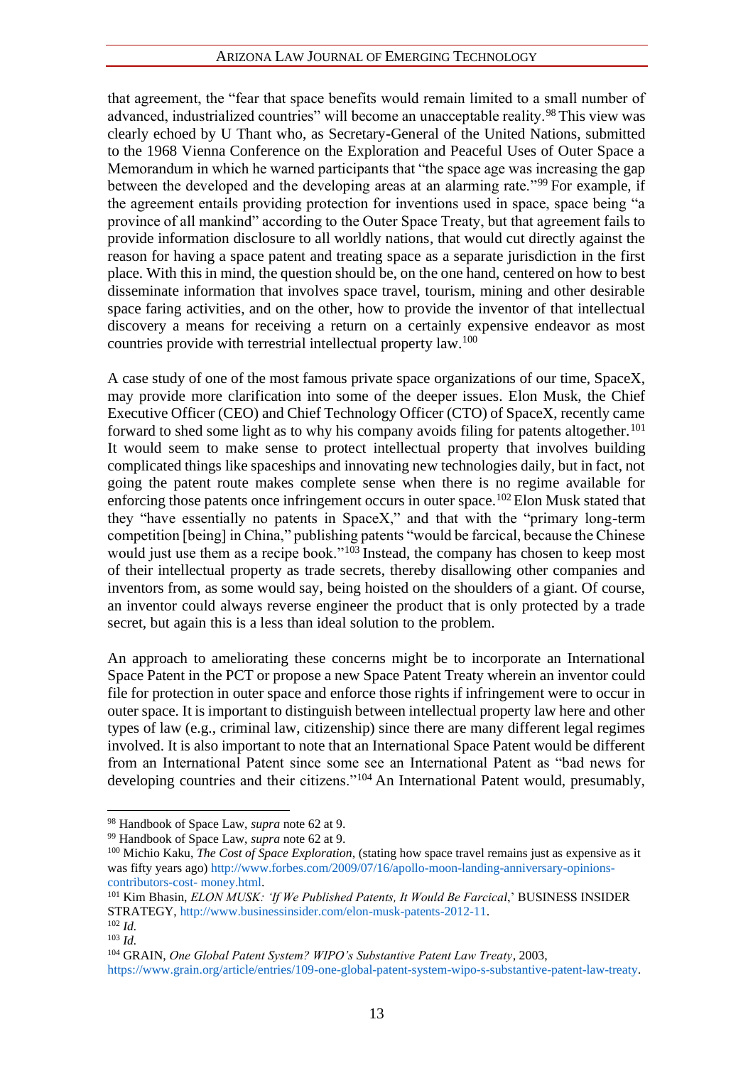that agreement, the "fear that space benefits would remain limited to a small number of advanced, industrialized countries" will become an unacceptable reality.[98] This view was clearly echoed by U Thant who, as Secretary-General of the United Nations, submitted to the 1968 Vienna Conference on the Exploration and Peaceful Uses of Outer Space a Memorandum in which he warned participants that "the space age was increasing the gap between the developed and the developing areas at an alarming rate."[99] For example, if the agreement entails providing protection for inventions used in space, space being "a province of all mankind" according to the Outer Space Treaty, but that agreement fails to provide information disclosure to all worldly nations, that would cut directly against the reason for having a space patent and treating space as a separate jurisdiction in the first place. With this in mind, the question should be, on the one hand, centered on how to best disseminate information that involves space travel, tourism, mining and other desirable space faring activities, and on the other, how to provide the inventor of that intellectual discovery a means for receiving a return on a certainly expensive endeavor as most countries provide with terrestrial intellectual property law.[100]

A case study of one of the most famous private space organizations of our time, SpaceX, may provide more clarification into some of the deeper issues. Elon Musk, the Chief Executive Officer (CEO) and Chief Technology Officer (CTO) of SpaceX, recently came forward to shed some light as to why his company avoids filing for patents altogether.[101] It would seem to make sense to protect intellectual property that involves building complicated things like spaceships and innovating new technologies daily, but in fact, not going the patent route makes complete sense when there is no regime available for enforcing those patents once infringement occurs in outer space.[102] Elon Musk stated that they "have essentially no patents in SpaceX," and that with the "primary long-term competition [being] in China," publishing patents "would be farcical, because the Chinese would just use them as a recipe book."[103] Instead, the company has chosen to keep most of their intellectual property as trade secrets, thereby disallowing other companies and inventors from, as some would say, being hoisted on the shoulders of a giant. Of course, an inventor could always reverse engineer the product that is only protected by a trade secret, but again this is a less than ideal solution to the problem.

An approach to ameliorating these concerns might be to incorporate an International Space Patent in the PCT or propose a new Space Patent Treaty wherein an inventor could file for protection in outer space and enforce those rights if infringement were to occur in outer space. It is important to distinguish between intellectual property law here and other types of law (e.g., criminal law, citizenship) since there are many different legal regimes involved. It is also important to note that an International Space Patent would be different from an International Patent since some see an International Patent as "bad news for developing countries and their citizens."[104] An International Patent would, presumably,

---

[98] Handbook of Space Law, *supra* note 62 at 9.

[99] Handbook of Space Law, *supra* note 62 at 9.

[100] Michio Kaku, *The Cost of Space Exploration*, (stating how space travel remains just as expensive as it was fifty years ago) http://www.forbes.com/2009/07/16/apollo-moon-landing-anniversary-opinions-contributors-cost- money.html.

[101] Kim Bhasin, *ELON MUSK: 'If We Published Patents, It Would Be Farcical*,' BUSINESS INSIDER STRATEGY, http://www.businessinsider.com/elon-musk-patents-2012-11.

[102] *Id.*

[103] *Id.*

[104] GRAIN, *One Global Patent System? WIPO's Substantive Patent Law Treaty*, 2003, https://www.grain.org/article/entries/109-one-global-patent-system-wipo-s-substantive-patent-law-treaty.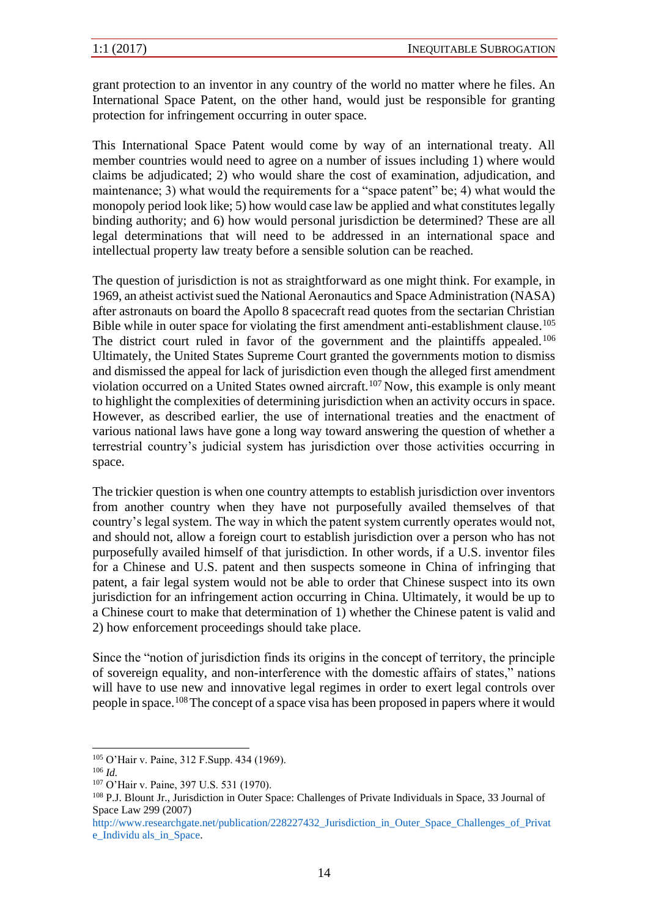grant protection to an inventor in any country of the world no matter where he files. An International Space Patent, on the other hand, would just be responsible for granting protection for infringement occurring in outer space.

This International Space Patent would come by way of an international treaty. All member countries would need to agree on a number of issues including 1) where would claims be adjudicated; 2) who would share the cost of examination, adjudication, and maintenance; 3) what would the requirements for a "space patent" be; 4) what would the monopoly period look like; 5) how would case law be applied and what constitutes legally binding authority; and 6) how would personal jurisdiction be determined? These are all legal determinations that will need to be addressed in an international space and intellectual property law treaty before a sensible solution can be reached.

The question of jurisdiction is not as straightforward as one might think. For example, in 1969, an atheist activist sued the National Aeronautics and Space Administration (NASA) after astronauts on board the Apollo 8 spacecraft read quotes from the sectarian Christian Bible while in outer space for violating the first amendment anti-establishment clause.[105] The district court ruled in favor of the government and the plaintiffs appealed.[106] Ultimately, the United States Supreme Court granted the governments motion to dismiss and dismissed the appeal for lack of jurisdiction even though the alleged first amendment violation occurred on a United States owned aircraft.[107] Now, this example is only meant to highlight the complexities of determining jurisdiction when an activity occurs in space. However, as described earlier, the use of international treaties and the enactment of various national laws have gone a long way toward answering the question of whether a terrestrial country's judicial system has jurisdiction over those activities occurring in space.

The trickier question is when one country attempts to establish jurisdiction over inventors from another country when they have not purposefully availed themselves of that country's legal system. The way in which the patent system currently operates would not, and should not, allow a foreign court to establish jurisdiction over a person who has not purposefully availed himself of that jurisdiction. In other words, if a U.S. inventor files for a Chinese and U.S. patent and then suspects someone in China of infringing that patent, a fair legal system would not be able to order that Chinese suspect into its own jurisdiction for an infringement action occurring in China. Ultimately, it would be up to a Chinese court to make that determination of 1) whether the Chinese patent is valid and 2) how enforcement proceedings should take place.

Since the "notion of jurisdiction finds its origins in the concept of territory, the principle of sovereign equality, and non-interference with the domestic affairs of states," nations will have to use new and innovative legal regimes in order to exert legal controls over people in space.[108] The concept of a space visa has been proposed in papers where it would

---

[105] O'Hair v. Paine, 312 F.Supp. 434 (1969).

[106] *Id.*

[107] O'Hair v. Paine, 397 U.S. 531 (1970).

[108] P.J. Blount Jr., Jurisdiction in Outer Space: Challenges of Private Individuals in Space, 33 Journal of Space Law 299 (2007) http://www.researchgate.net/publication/228227432_Jurisdiction_in_Outer_Space_Challenges_of_Private_Individu als_in_Space.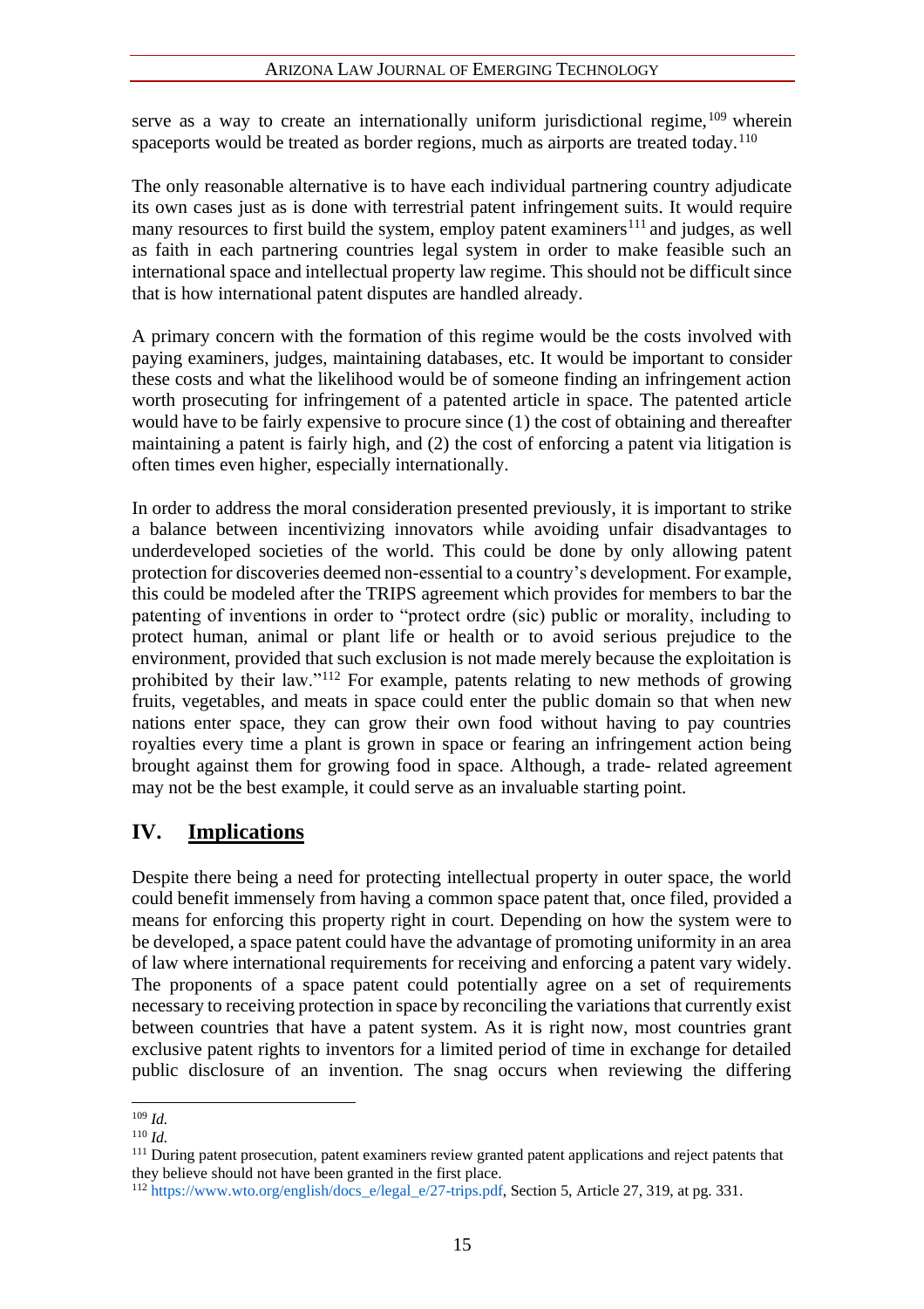serve as a way to create an internationally uniform jurisdictional regime,[109] wherein spaceports would be treated as border regions, much as airports are treated today.[110]

The only reasonable alternative is to have each individual partnering country adjudicate its own cases just as is done with terrestrial patent infringement suits. It would require many resources to first build the system, employ patent examiners[111] and judges, as well as faith in each partnering countries legal system in order to make feasible such an international space and intellectual property law regime. This should not be difficult since that is how international patent disputes are handled already.

A primary concern with the formation of this regime would be the costs involved with paying examiners, judges, maintaining databases, etc. It would be important to consider these costs and what the likelihood would be of someone finding an infringement action worth prosecuting for infringement of a patented article in space. The patented article would have to be fairly expensive to procure since (1) the cost of obtaining and thereafter maintaining a patent is fairly high, and (2) the cost of enforcing a patent via litigation is often times even higher, especially internationally.

In order to address the moral consideration presented previously, it is important to strike a balance between incentivizing innovators while avoiding unfair disadvantages to underdeveloped societies of the world. This could be done by only allowing patent protection for discoveries deemed non-essential to a country's development. For example, this could be modeled after the TRIPS agreement which provides for members to bar the patenting of inventions in order to "protect ordre (sic) public or morality, including to protect human, animal or plant life or health or to avoid serious prejudice to the environment, provided that such exclusion is not made merely because the exploitation is prohibited by their law."[112] For example, patents relating to new methods of growing fruits, vegetables, and meats in space could enter the public domain so that when new nations enter space, they can grow their own food without having to pay countries royalties every time a plant is grown in space or fearing an infringement action being brought against them for growing food in space. Although, a trade- related agreement may not be the best example, it could serve as an invaluable starting point.

## IV. **Implications**

Despite there being a need for protecting intellectual property in outer space, the world could benefit immensely from having a common space patent that, once filed, provided a means for enforcing this property right in court. Depending on how the system were to be developed, a space patent could have the advantage of promoting uniformity in an area of law where international requirements for receiving and enforcing a patent vary widely. The proponents of a space patent could potentially agree on a set of requirements necessary to receiving protection in space by reconciling the variations that currently exist between countries that have a patent system. As it is right now, most countries grant exclusive patent rights to inventors for a limited period of time in exchange for detailed public disclosure of an invention. The snag occurs when reviewing the differing

---

[109] *Id.*

[110] *Id.*

[111] During patent prosecution, patent examiners review granted patent applications and reject patents that they believe should not have been granted in the first place.

[112] https://www.wto.org/english/docs_e/legal_e/27-trips.pdf, Section 5, Article 27, 319, at pg. 331.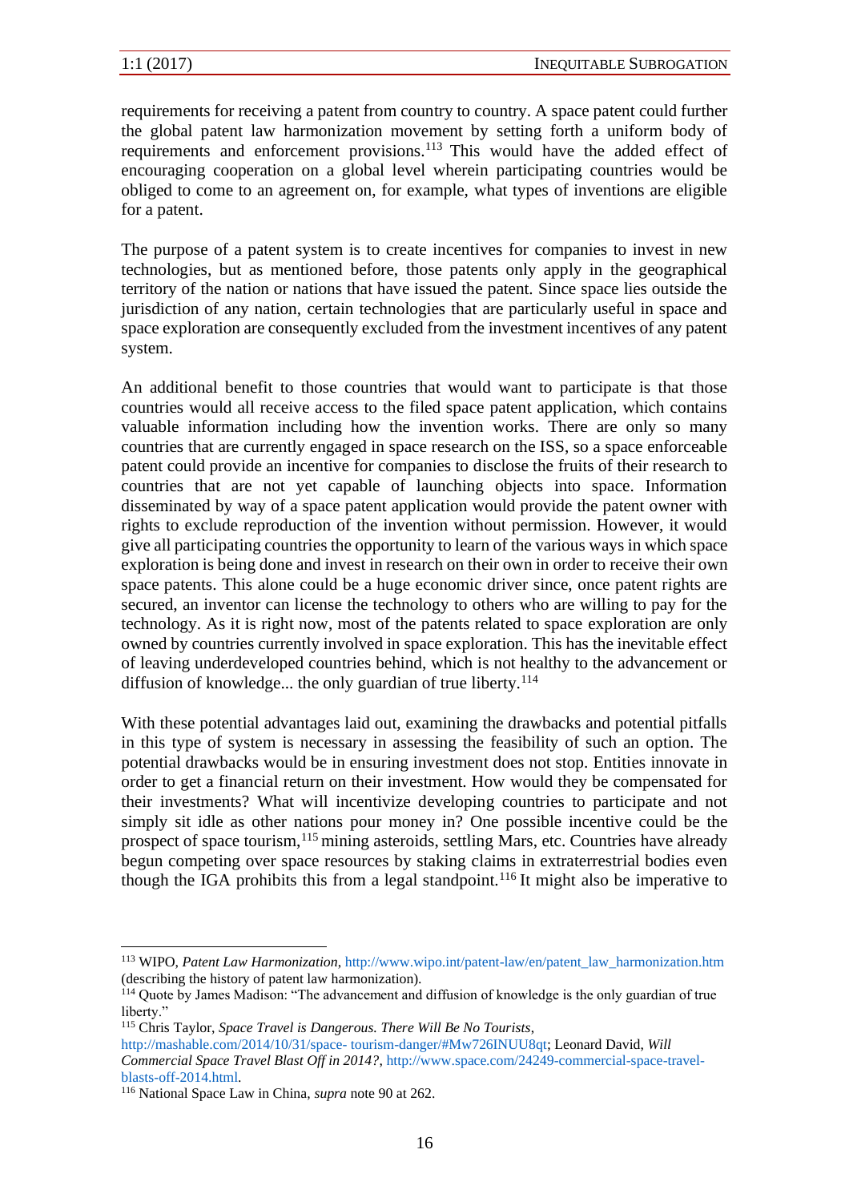requirements for receiving a patent from country to country. A space patent could further the global patent law harmonization movement by setting forth a uniform body of requirements and enforcement provisions.[113] This would have the added effect of encouraging cooperation on a global level wherein participating countries would be obliged to come to an agreement on, for example, what types of inventions are eligible for a patent.

The purpose of a patent system is to create incentives for companies to invest in new technologies, but as mentioned before, those patents only apply in the geographical territory of the nation or nations that have issued the patent. Since space lies outside the jurisdiction of any nation, certain technologies that are particularly useful in space and space exploration are consequently excluded from the investment incentives of any patent system.

An additional benefit to those countries that would want to participate is that those countries would all receive access to the filed space patent application, which contains valuable information including how the invention works. There are only so many countries that are currently engaged in space research on the ISS, so a space enforceable patent could provide an incentive for companies to disclose the fruits of their research to countries that are not yet capable of launching objects into space. Information disseminated by way of a space patent application would provide the patent owner with rights to exclude reproduction of the invention without permission. However, it would give all participating countries the opportunity to learn of the various ways in which space exploration is being done and invest in research on their own in order to receive their own space patents. This alone could be a huge economic driver since, once patent rights are secured, an inventor can license the technology to others who are willing to pay for the technology. As it is right now, most of the patents related to space exploration are only owned by countries currently involved in space exploration. This has the inevitable effect of leaving underdeveloped countries behind, which is not healthy to the advancement or diffusion of knowledge... the only guardian of true liberty.[114]

With these potential advantages laid out, examining the drawbacks and potential pitfalls in this type of system is necessary in assessing the feasibility of such an option. The potential drawbacks would be in ensuring investment does not stop. Entities innovate in order to get a financial return on their investment. How would they be compensated for their investments? What will incentivize developing countries to participate and not simply sit idle as other nations pour money in? One possible incentive could be the prospect of space tourism,[115] mining asteroids, settling Mars, etc. Countries have already begun competing over space resources by staking claims in extraterrestrial bodies even though the IGA prohibits this from a legal standpoint.[116] It might also be imperative to

---

[113] WIPO, *Patent Law Harmonization*, http://www.wipo.int/patent-law/en/patent_law_harmonization.htm (describing the history of patent law harmonization).

[114] Quote by James Madison: "The advancement and diffusion of knowledge is the only guardian of true liberty."

[115] Chris Taylor, *Space Travel is Dangerous. There Will Be No Tourists*, http://mashable.com/2014/10/31/space- tourism-danger/#Mw726INUU8qt; Leonard David, *Will Commercial Space Travel Blast Off in 2014?*, http://www.space.com/24249-commercial-space-travel-blasts-off-2014.html.

[116] National Space Law in China, *supra* note 90 at 262.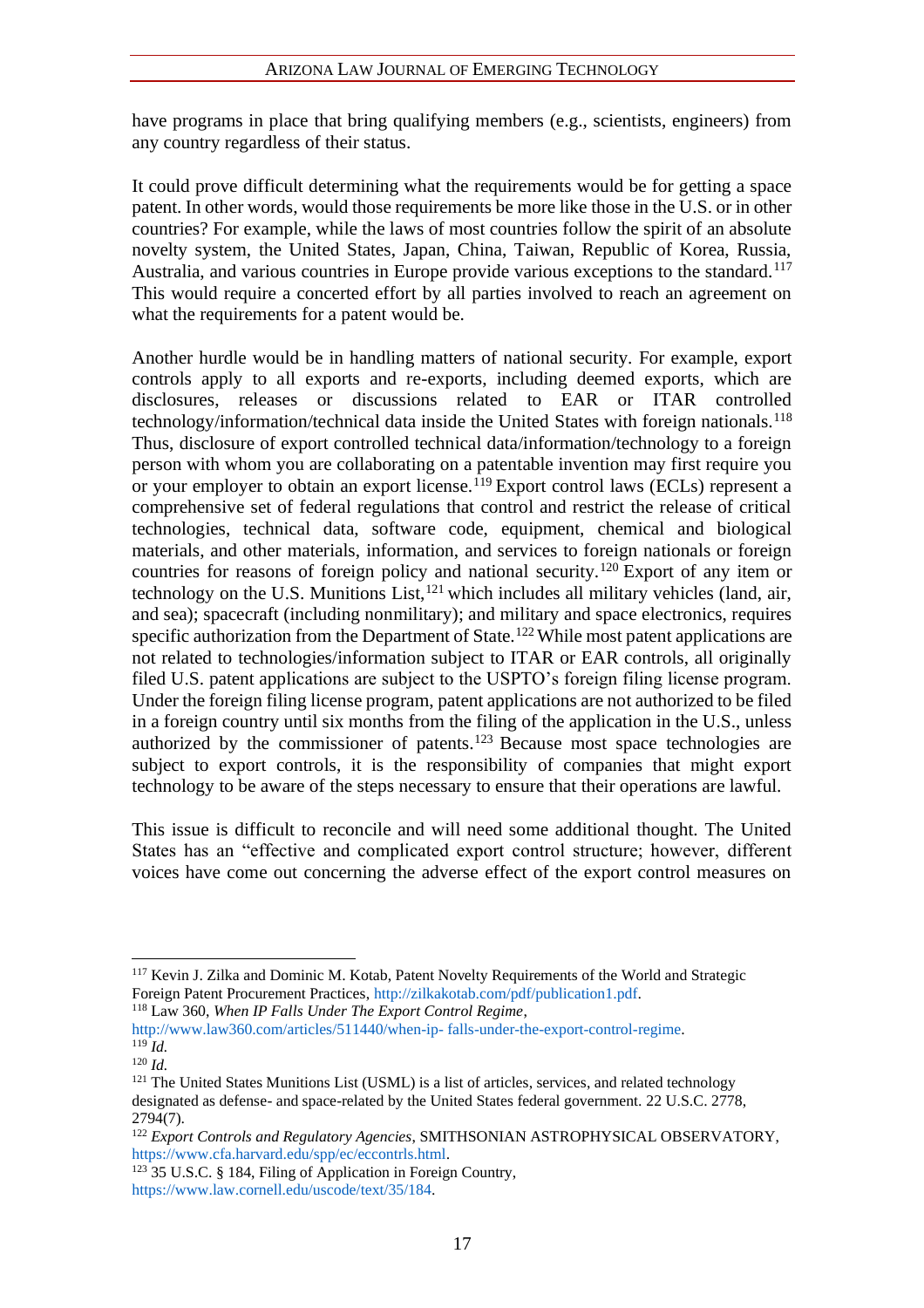have programs in place that bring qualifying members (e.g., scientists, engineers) from any country regardless of their status.

It could prove difficult determining what the requirements would be for getting a space patent. In other words, would those requirements be more like those in the U.S. or in other countries? For example, while the laws of most countries follow the spirit of an absolute novelty system, the United States, Japan, China, Taiwan, Republic of Korea, Russia, Australia, and various countries in Europe provide various exceptions to the standard.[117] This would require a concerted effort by all parties involved to reach an agreement on what the requirements for a patent would be.

Another hurdle would be in handling matters of national security. For example, export controls apply to all exports and re-exports, including deemed exports, which are disclosures, releases or discussions related to EAR or ITAR controlled technology/information/technical data inside the United States with foreign nationals.[118] Thus, disclosure of export controlled technical data/information/technology to a foreign person with whom you are collaborating on a patentable invention may first require you or your employer to obtain an export license.[119] Export control laws (ECLs) represent a comprehensive set of federal regulations that control and restrict the release of critical technologies, technical data, software code, equipment, chemical and biological materials, and other materials, information, and services to foreign nationals or foreign countries for reasons of foreign policy and national security.[120] Export of any item or technology on the U.S. Munitions List,[121] which includes all military vehicles (land, air, and sea); spacecraft (including nonmilitary); and military and space electronics, requires specific authorization from the Department of State.[122] While most patent applications are not related to technologies/information subject to ITAR or EAR controls, all originally filed U.S. patent applications are subject to the USPTO's foreign filing license program. Under the foreign filing license program, patent applications are not authorized to be filed in a foreign country until six months from the filing of the application in the U.S., unless authorized by the commissioner of patents.[123] Because most space technologies are subject to export controls, it is the responsibility of companies that might export technology to be aware of the steps necessary to ensure that their operations are lawful.

This issue is difficult to reconcile and will need some additional thought. The United States has an "effective and complicated export control structure; however, different voices have come out concerning the adverse effect of the export control measures on

---

[117] Kevin J. Zilka and Dominic M. Kotab, Patent Novelty Requirements of the World and Strategic Foreign Patent Procurement Practices, http://zilkakotab.com/pdf/publication1.pdf.

[118] Law 360, *When IP Falls Under The Export Control Regime*, http://www.law360.com/articles/511440/when-ip- falls-under-the-export-control-regime.

[119] *Id.*

[120] *Id.*

[121] The United States Munitions List (USML) is a list of articles, services, and related technology designated as defense- and space-related by the United States federal government. 22 U.S.C. 2778, 2794(7).

[122] *Export Controls and Regulatory Agencies*, SMITHSONIAN ASTROPHYSICAL OBSERVATORY, https://www.cfa.harvard.edu/spp/ec/eccontrls.html.

[123] 35 U.S.C. § 184, Filing of Application in Foreign Country, https://www.law.cornell.edu/uscode/text/35/184.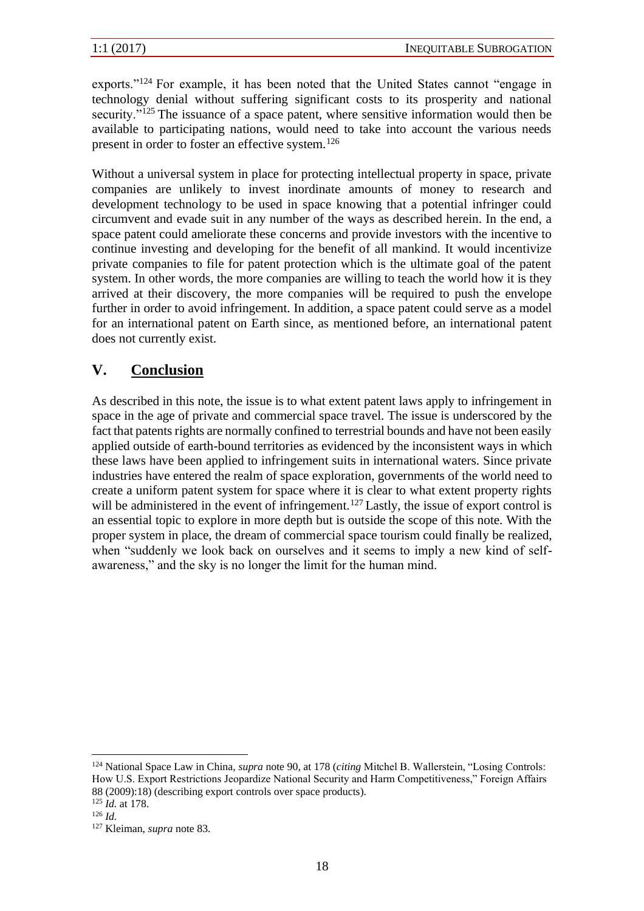exports."[124] For example, it has been noted that the United States cannot "engage in technology denial without suffering significant costs to its prosperity and national security."[125] The issuance of a space patent, where sensitive information would then be available to participating nations, would need to take into account the various needs present in order to foster an effective system.[126]

Without a universal system in place for protecting intellectual property in space, private companies are unlikely to invest inordinate amounts of money to research and development technology to be used in space knowing that a potential infringer could circumvent and evade suit in any number of the ways as described herein. In the end, a space patent could ameliorate these concerns and provide investors with the incentive to continue investing and developing for the benefit of all mankind. It would incentivize private companies to file for patent protection which is the ultimate goal of the patent system. In other words, the more companies are willing to teach the world how it is they arrived at their discovery, the more companies will be required to push the envelope further in order to avoid infringement. In addition, a space patent could serve as a model for an international patent on Earth since, as mentioned before, an international patent does not currently exist.

## V. Conclusion

As described in this note, the issue is to what extent patent laws apply to infringement in space in the age of private and commercial space travel. The issue is underscored by the fact that patents rights are normally confined to terrestrial bounds and have not been easily applied outside of earth-bound territories as evidenced by the inconsistent ways in which these laws have been applied to infringement suits in international waters. Since private industries have entered the realm of space exploration, governments of the world need to create a uniform patent system for space where it is clear to what extent property rights will be administered in the event of infringement.[127] Lastly, the issue of export control is an essential topic to explore in more depth but is outside the scope of this note. With the proper system in place, the dream of commercial space tourism could finally be realized, when "suddenly we look back on ourselves and it seems to imply a new kind of self-awareness," and the sky is no longer the limit for the human mind.

---

[124] National Space Law in China, *supra* note 90, at 178 (*citing* Mitchel B. Wallerstein, "Losing Controls: How U.S. Export Restrictions Jeopardize National Security and Harm Competitiveness," Foreign Affairs 88 (2009):18) (describing export controls over space products).

[125] *Id.* at 178.

[126] *Id.*

[127] Kleiman, *supra* note 83.